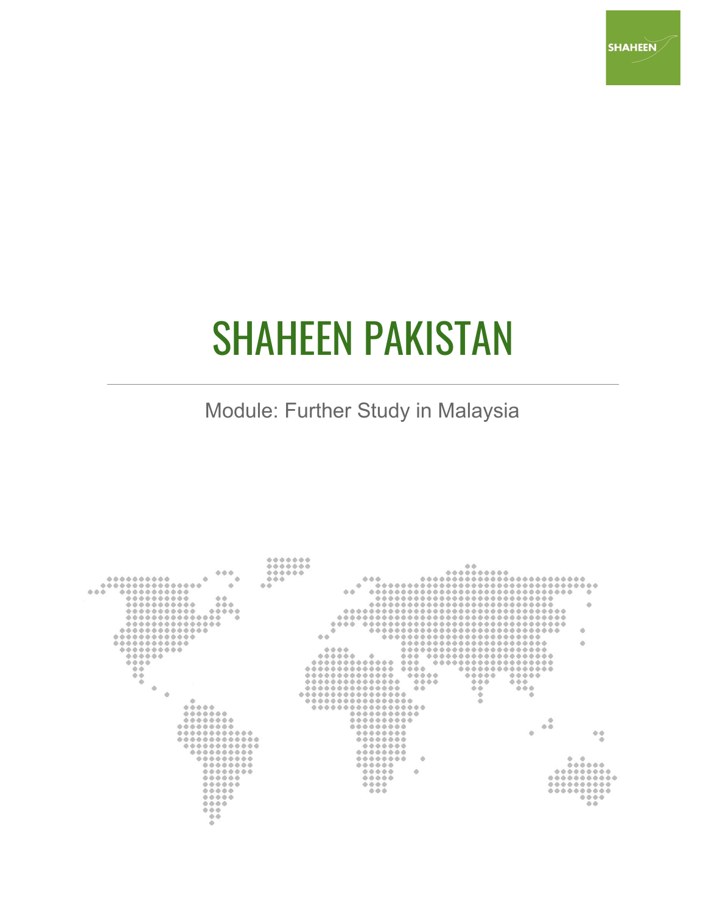# SHAHEEN PAKISTAN

Module: Further Study in Malaysia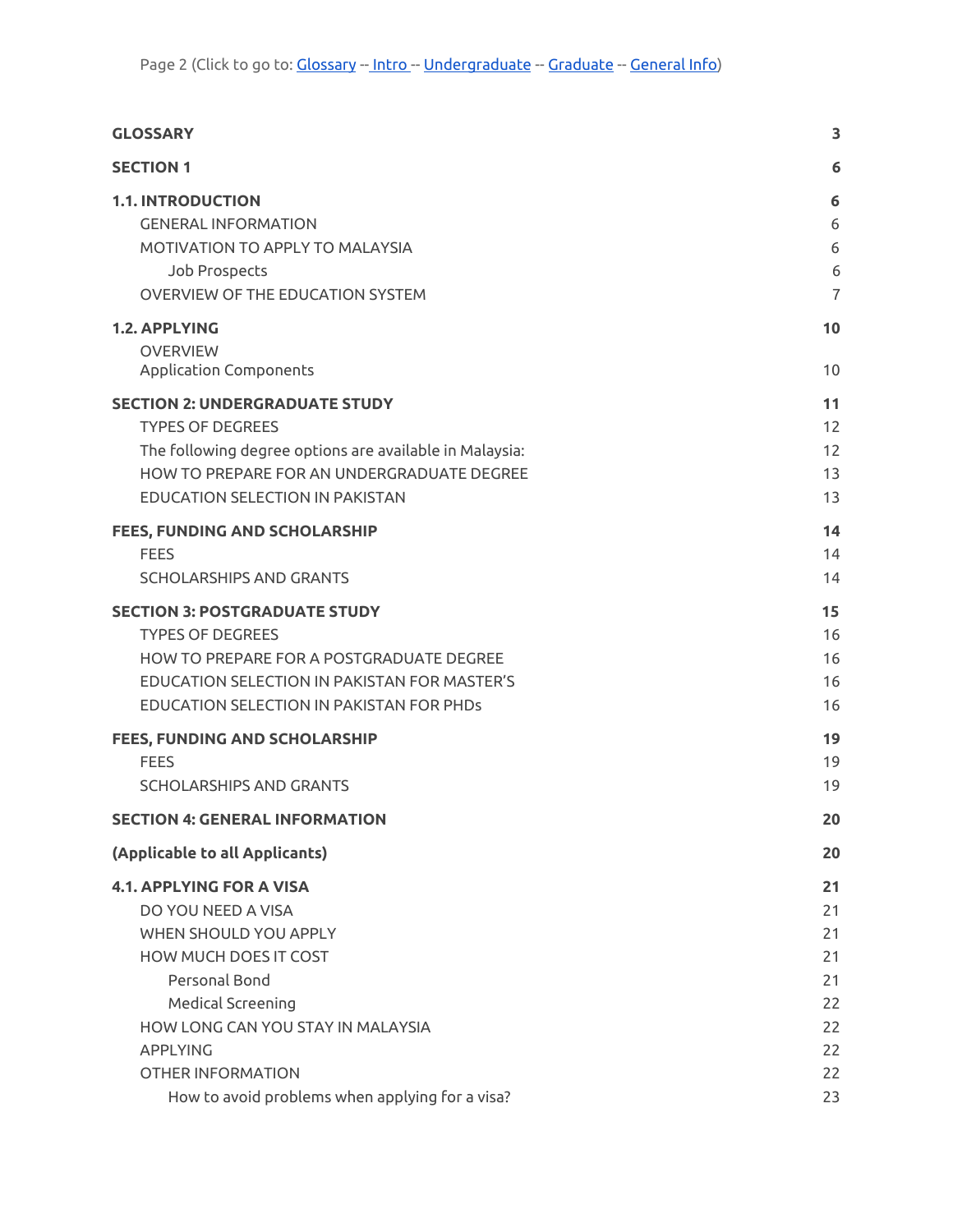Page 2 (Click to go to: Glossary -- Intro -- Undergraduate -- Graduate -- General Info)

| | |
|---|---|
| **GLOSSARY** | **3** |
| **SECTION 1** | **6** |
| **1.1. INTRODUCTION** | **6** |
| GENERAL INFORMATION | 6 |
| MOTIVATION TO APPLY TO MALAYSIA | 6 |
| Job Prospects | 6 |
| OVERVIEW OF THE EDUCATION SYSTEM | 7 |
| **1.2. APPLYING** | **10** |
| OVERVIEW<br>Application Components | 10 |
| **SECTION 2: UNDERGRADUATE STUDY** | **11** |
| TYPES OF DEGREES | 12 |
| The following degree options are available in Malaysia: | 12 |
| HOW TO PREPARE FOR AN UNDERGRADUATE DEGREE | 13 |
| EDUCATION SELECTION IN PAKISTAN | 13 |
| **FEES, FUNDING AND SCHOLARSHIP** | **14** |
| FEES | 14 |
| SCHOLARSHIPS AND GRANTS | 14 |
| **SECTION 3: POSTGRADUATE STUDY** | **15** |
| TYPES OF DEGREES | 16 |
| HOW TO PREPARE FOR A POSTGRADUATE DEGREE | 16 |
| EDUCATION SELECTION IN PAKISTAN FOR MASTER'S | 16 |
| EDUCATION SELECTION IN PAKISTAN FOR PHDs | 16 |
| **FEES, FUNDING AND SCHOLARSHIP** | **19** |
| FEES | 19 |
| SCHOLARSHIPS AND GRANTS | 19 |
| **SECTION 4: GENERAL INFORMATION** | **20** |
| **(Applicable to all Applicants)** | **20** |
| **4.1. APPLYING FOR A VISA** | **21** |
| DO YOU NEED A VISA | 21 |
| WHEN SHOULD YOU APPLY | 21 |
| HOW MUCH DOES IT COST | 21 |
| Personal Bond | 21 |
| Medical Screening | 22 |
| HOW LONG CAN YOU STAY IN MALAYSIA | 22 |
| APPLYING | 22 |
| OTHER INFORMATION | 22 |
| How to avoid problems when applying for a visa? | 23 |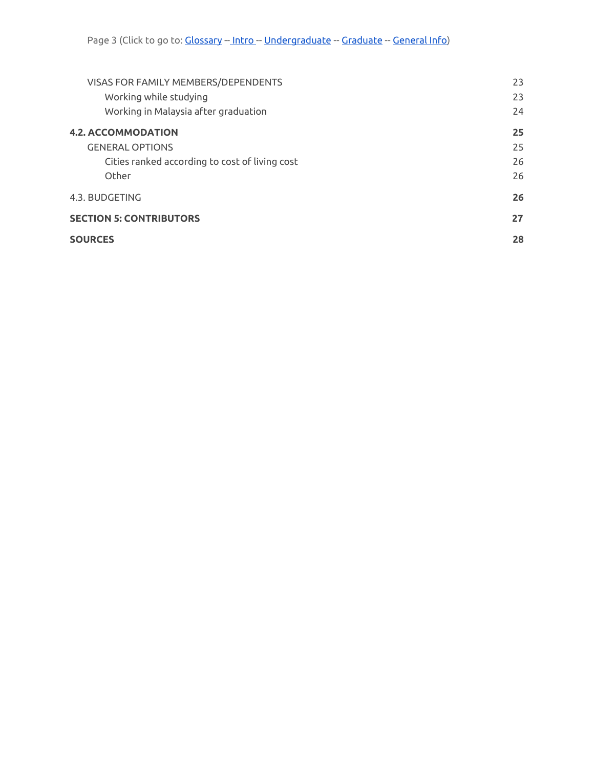Page 3 (Click to go to: Glossary -- Intro -- Undergraduate -- Graduate -- General Info)

VISAS FOR FAMILY MEMBERS/DEPENDENTS 23

Working while studying 23

Working in Malaysia after graduation 24

**4.2. ACCOMMODATION** **25**

GENERAL OPTIONS 25

Cities ranked according to cost of living cost 26

Other 26

4.3. BUDGETING **26**

**SECTION 5: CONTRIBUTORS** **27**

**SOURCES** **28**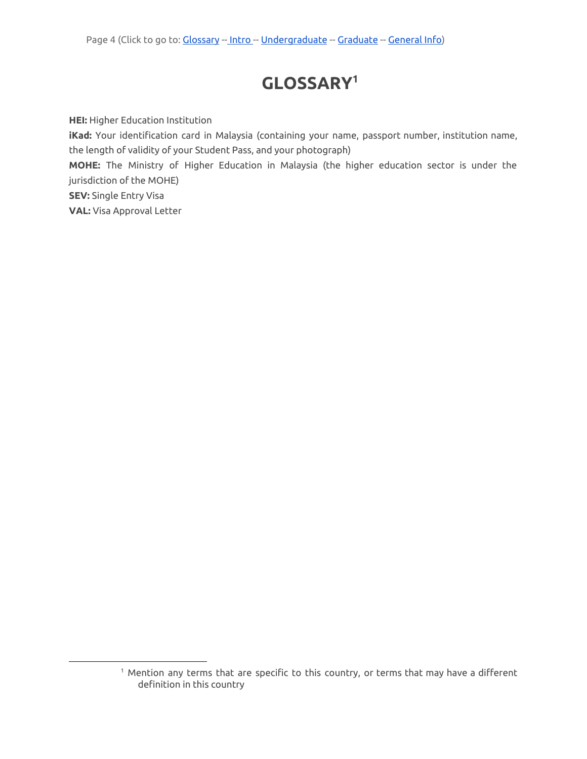# GLOSSARY[1]

**HEI:** Higher Education Institution

**iKad:** Your identification card in Malaysia (containing your name, passport number, institution name, the length of validity of your Student Pass, and your photograph)

**MOHE:** The Ministry of Higher Education in Malaysia (the higher education sector is under the jurisdiction of the MOHE)

**SEV:** Single Entry Visa

**VAL:** Visa Approval Letter

[1] Mention any terms that are specific to this country, or terms that may have a different definition in this country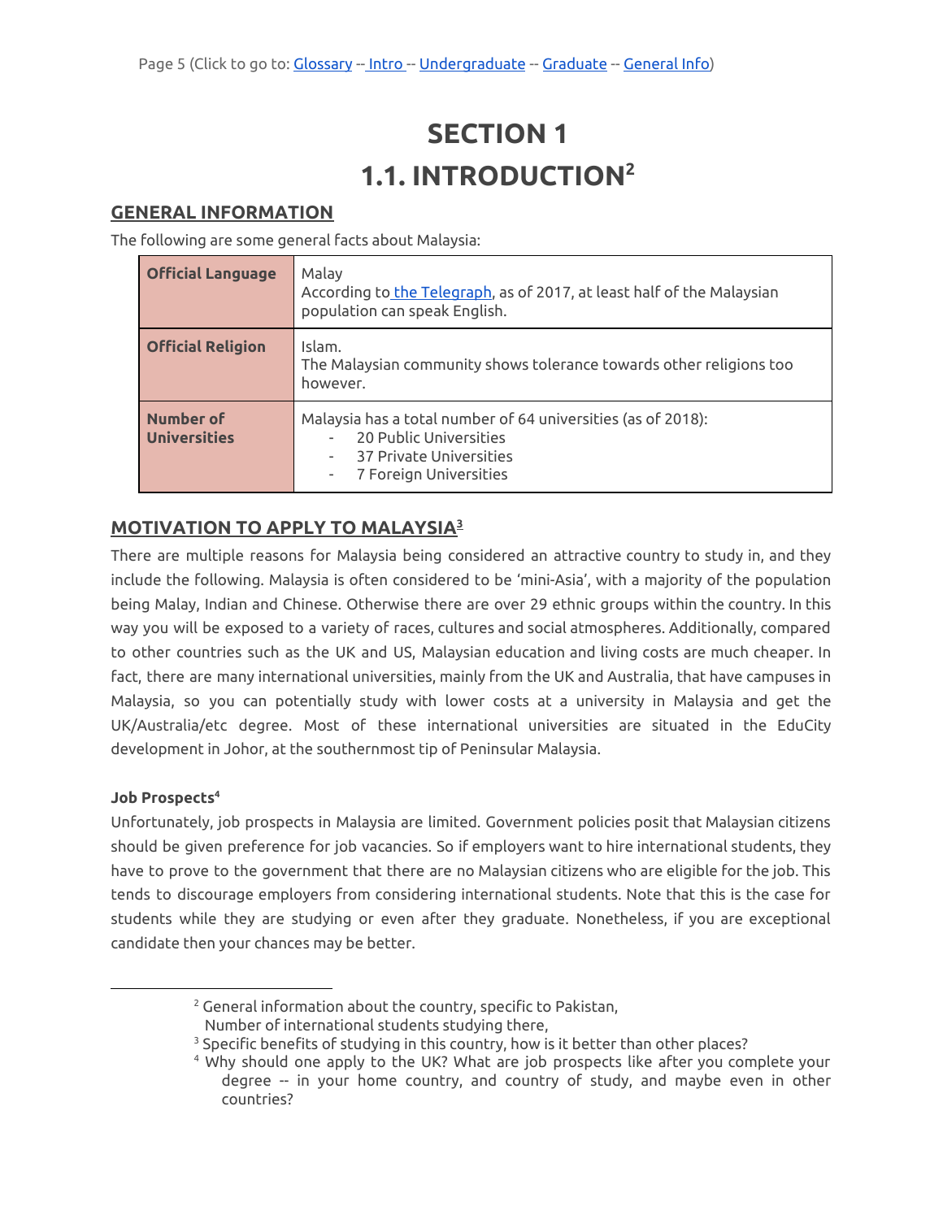# SECTION 1

# 1.1. INTRODUCTION[2]

## GENERAL INFORMATION

The following are some general facts about Malaysia:

| | |
|---|---|
| **Official Language** | Malay<br>According to the Telegraph, as of 2017, at least half of the Malaysian population can speak English. |
| **Official Religion** | Islam.<br>The Malaysian community shows tolerance towards other religions too however. |
| **Number of Universities** | Malaysia has a total number of 64 universities (as of 2018):<br>- 20 Public Universities<br>- 37 Private Universities<br>- 7 Foreign Universities |

## MOTIVATION TO APPLY TO MALAYSIA[3]

There are multiple reasons for Malaysia being considered an attractive country to study in, and they include the following. Malaysia is often considered to be 'mini-Asia', with a majority of the population being Malay, Indian and Chinese. Otherwise there are over 29 ethnic groups within the country. In this way you will be exposed to a variety of races, cultures and social atmospheres. Additionally, compared to other countries such as the UK and US, Malaysian education and living costs are much cheaper. In fact, there are many international universities, mainly from the UK and Australia, that have campuses in Malaysia, so you can potentially study with lower costs at a university in Malaysia and get the UK/Australia/etc degree. Most of these international universities are situated in the EduCity development in Johor, at the southernmost tip of Peninsular Malaysia.

**Job Prospects[4]**

Unfortunately, job prospects in Malaysia are limited. Government policies posit that Malaysian citizens should be given preference for job vacancies. So if employers want to hire international students, they have to prove to the government that there are no Malaysian citizens who are eligible for the job. This tends to discourage employers from considering international students. Note that this is the case for students while they are studying or even after they graduate. Nonetheless, if you are exceptional candidate then your chances may be better.

---

[2] General information about the country, specific to Pakistan, Number of international students studying there,

[3] Specific benefits of studying in this country, how is it better than other places?

[4] Why should one apply to the UK? What are job prospects like after you complete your degree -- in your home country, and country of study, and maybe even in other countries?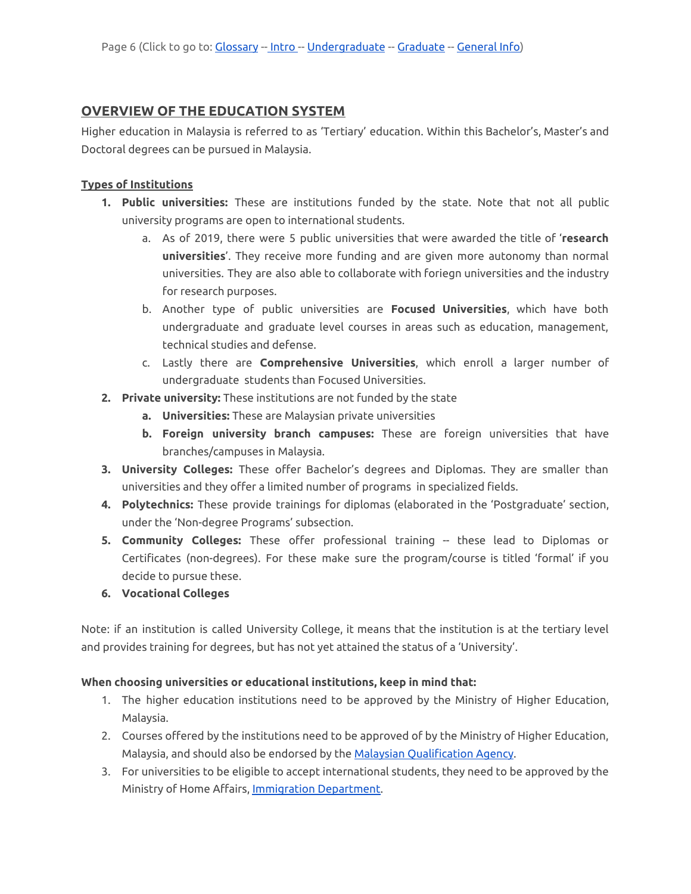Page 6 (Click to go to: [Glossary]() -- [Intro]() -- [Undergraduate]() -- [Graduate]() -- [General Info]())

## OVERVIEW OF THE EDUCATION SYSTEM

Higher education in Malaysia is referred to as 'Tertiary' education. Within this Bachelor's, Master's and Doctoral degrees can be pursued in Malaysia.

### Types of Institutions

1. **Public universities:** These are institutions funded by the state. Note that not all public university programs are open to international students.
   a. As of 2019, there were 5 public universities that were awarded the title of '**research universities**'. They receive more funding and are given more autonomy than normal universities. They are also able to collaborate with foriegn universities and the industry for research purposes.
   b. Another type of public universities are **Focused Universities**, which have both undergraduate and graduate level courses in areas such as education, management, technical studies and defense.
   c. Lastly there are **Comprehensive Universities**, which enroll a larger number of undergraduate students than Focused Universities.
2. **Private university:** These institutions are not funded by the state
   a. **Universities:** These are Malaysian private universities
   b. **Foreign university branch campuses:** These are foreign universities that have branches/campuses in Malaysia.
3. **University Colleges:** These offer Bachelor's degrees and Diplomas. They are smaller than universities and they offer a limited number of programs in specialized fields.
4. **Polytechnics:** These provide trainings for diplomas (elaborated in the 'Postgraduate' section, under the 'Non-degree Programs' subsection.
5. **Community Colleges:** These offer professional training -- these lead to Diplomas or Certificates (non-degrees). For these make sure the program/course is titled 'formal' if you decide to pursue these.
6. **Vocational Colleges**

Note: if an institution is called University College, it means that the institution is at the tertiary level and provides training for degrees, but has not yet attained the status of a 'University'.

**When choosing universities or educational institutions, keep in mind that:**

1. The higher education institutions need to be approved by the Ministry of Higher Education, Malaysia.
2. Courses offered by the institutions need to be approved of by the Ministry of Higher Education, Malaysia, and should also be endorsed by the [Malaysian Qualification Agency]().
3. For universities to be eligible to accept international students, they need to be approved by the Ministry of Home Affairs, [Immigration Department]().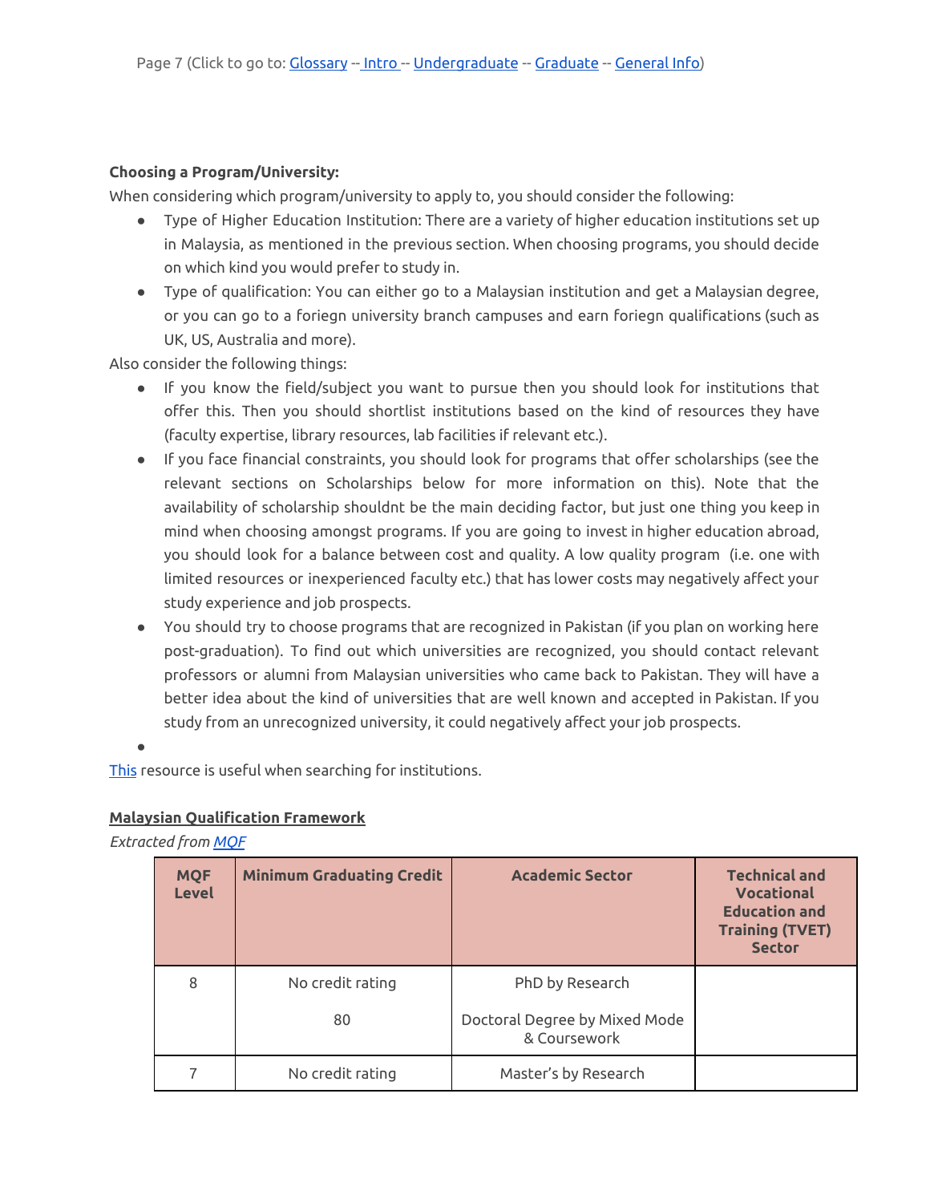**Choosing a Program/University:**

When considering which program/university to apply to, you should consider the following:

- Type of Higher Education Institution: There are a variety of higher education institutions set up in Malaysia, as mentioned in the previous section. When choosing programs, you should decide on which kind you would prefer to study in.
- Type of qualification: You can either go to a Malaysian institution and get a Malaysian degree, or you can go to a foriegn university branch campuses and earn foriegn qualifications (such as UK, US, Australia and more).

Also consider the following things:

- If you know the field/subject you want to pursue then you should look for institutions that offer this. Then you should shortlist institutions based on the kind of resources they have (faculty expertise, library resources, lab facilities if relevant etc.).
- If you face financial constraints, you should look for programs that offer scholarships (see the relevant sections on Scholarships below for more information on this). Note that the availability of scholarship shouldnt be the main deciding factor, but just one thing you keep in mind when choosing amongst programs. If you are going to invest in higher education abroad, you should look for a balance between cost and quality. A low quality program (i.e. one with limited resources or inexperienced faculty etc.) that has lower costs may negatively affect your study experience and job prospects.
- You should try to choose programs that are recognized in Pakistan (if you plan on working here post-graduation). To find out which universities are recognized, you should contact relevant professors or alumni from Malaysian universities who came back to Pakistan. They will have a better idea about the kind of universities that are well known and accepted in Pakistan. If you study from an unrecognized university, it could negatively affect your job prospects.
-

This resource is useful when searching for institutions.

**Malaysian Qualification Framework**

*Extracted from MQF*

| MQF Level | Minimum Graduating Credit | Academic Sector | Technical and Vocational Education and Training (TVET) Sector |
|---|---|---|---|
| 8 | No credit rating<br><br>80 | PhD by Research<br><br>Doctoral Degree by Mixed Mode & Coursework | |
| 7 | No credit rating | Master's by Research | |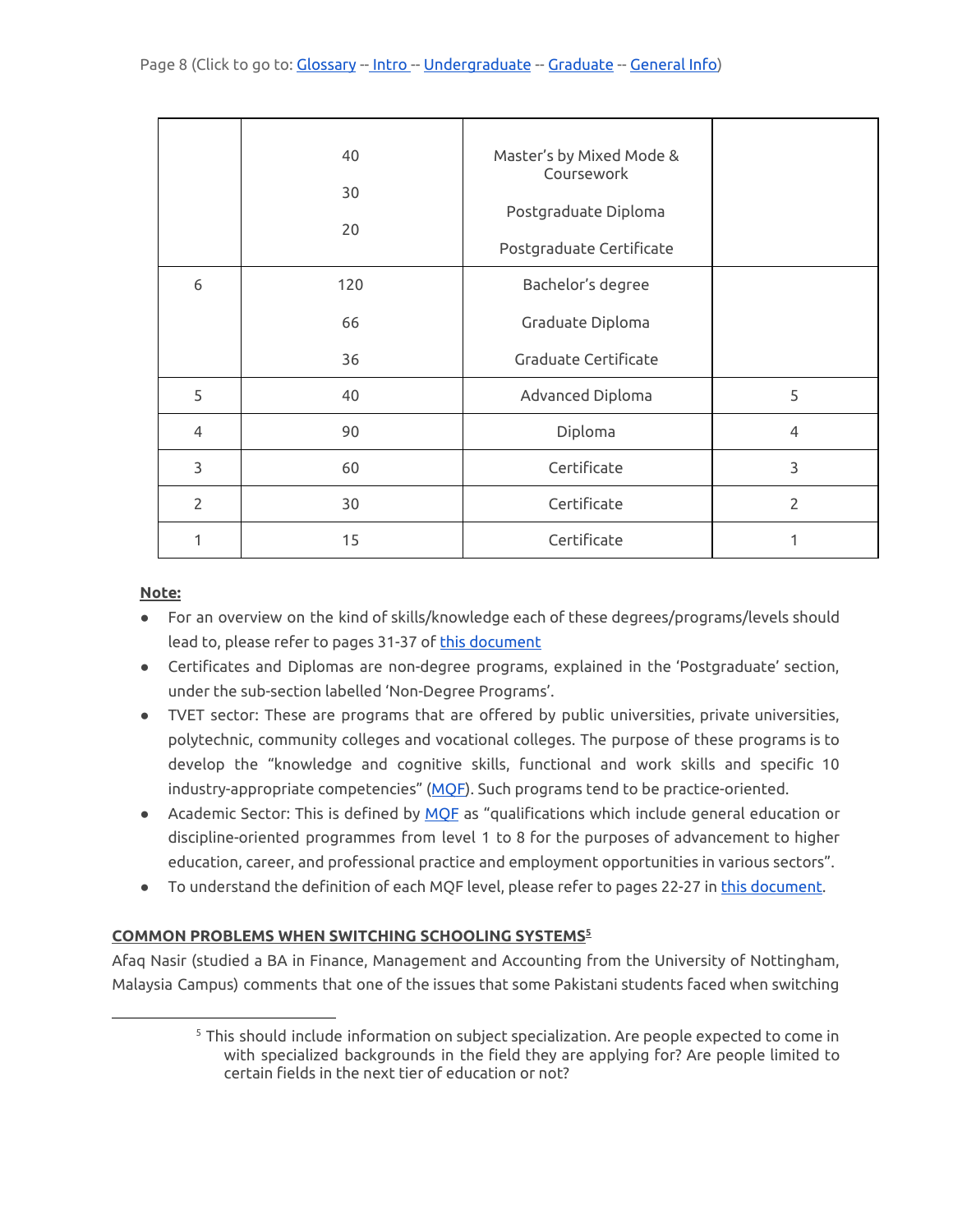| | | | |
|---|---|---|---|
| | 40<br><br>30<br><br>20 | Master's by Mixed Mode & Coursework<br><br>Postgraduate Diploma<br><br>Postgraduate Certificate | |
| 6 | 120<br><br>66<br><br>36 | Bachelor's degree<br><br>Graduate Diploma<br><br>Graduate Certificate | |
| 5 | 40 | Advanced Diploma | 5 |
| 4 | 90 | Diploma | 4 |
| 3 | 60 | Certificate | 3 |
| 2 | 30 | Certificate | 2 |
| 1 | 15 | Certificate | 1 |

**Note:**

- For an overview on the kind of skills/knowledge each of these degrees/programs/levels should lead to, please refer to pages 31-37 of this document
- Certificates and Diplomas are non-degree programs, explained in the 'Postgraduate' section, under the sub-section labelled 'Non-Degree Programs'.
- TVET sector: These are programs that are offered by public universities, private universities, polytechnic, community colleges and vocational colleges. The purpose of these programs is to develop the "knowledge and cognitive skills, functional and work skills and specific 10 industry-appropriate competencies" (MQF). Such programs tend to be practice-oriented.
- Academic Sector: This is defined by MQF as "qualifications which include general education or discipline-oriented programmes from level 1 to 8 for the purposes of advancement to higher education, career, and professional practice and employment opportunities in various sectors".
- To understand the definition of each MQF level, please refer to pages 22-27 in this document.

**COMMON PROBLEMS WHEN SWITCHING SCHOOLING SYSTEMS[5]**

Afaq Nasir (studied a BA in Finance, Management and Accounting from the University of Nottingham, Malaysia Campus) comments that one of the issues that some Pakistani students faced when switching

[5] This should include information on subject specialization. Are people expected to come in with specialized backgrounds in the field they are applying for? Are people limited to certain fields in the next tier of education or not?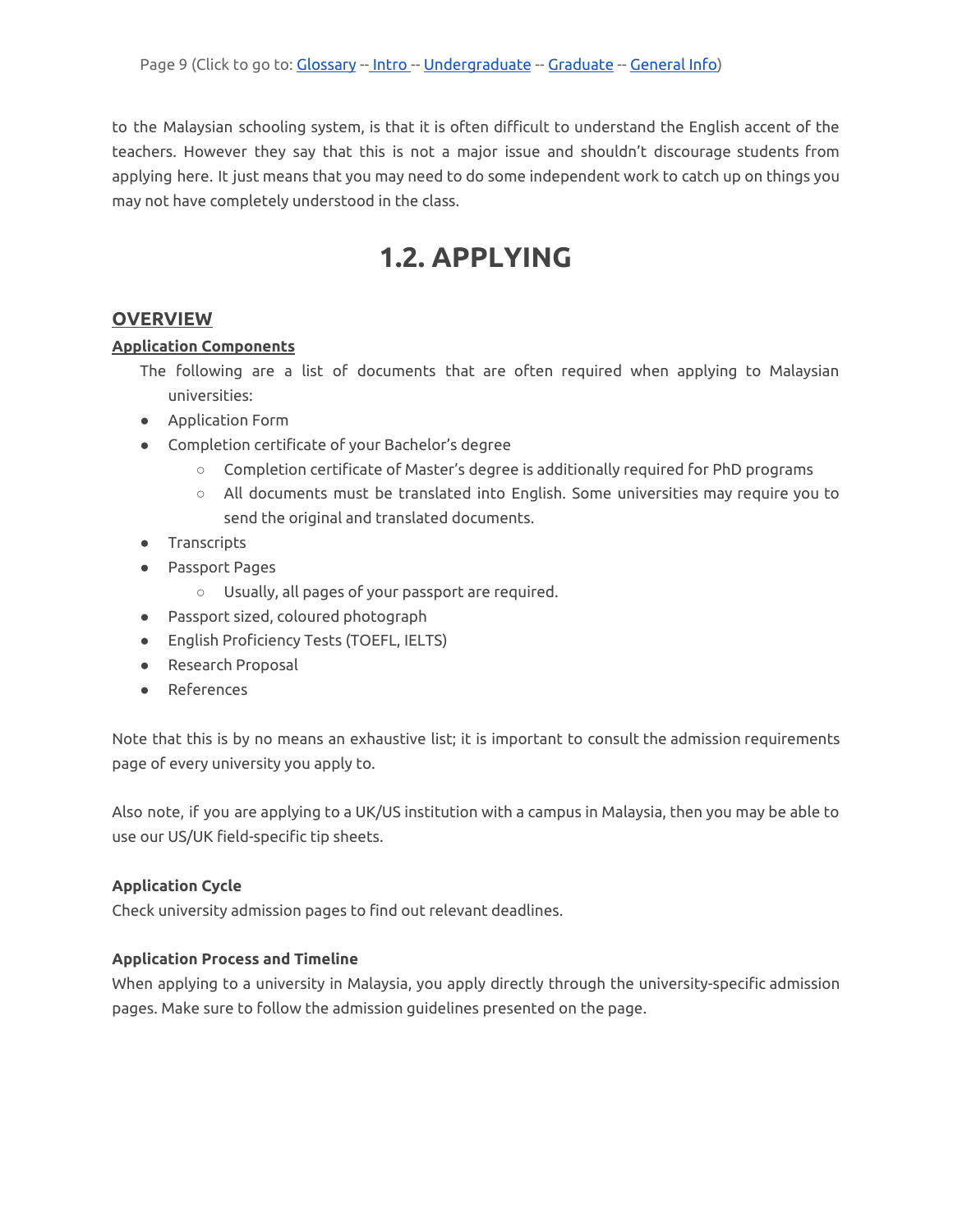to the Malaysian schooling system, is that it is often difficult to understand the English accent of the teachers. However they say that this is not a major issue and shouldn't discourage students from applying here. It just means that you may need to do some independent work to catch up on things you may not have completely understood in the class.

# 1.2. APPLYING

## OVERVIEW

### Application Components

The following are a list of documents that are often required when applying to Malaysian universities:

- Application Form
- Completion certificate of your Bachelor's degree
  - Completion certificate of Master's degree is additionally required for PhD programs
  - All documents must be translated into English. Some universities may require you to send the original and translated documents.
- Transcripts
- Passport Pages
  - Usually, all pages of your passport are required.
- Passport sized, coloured photograph
- English Proficiency Tests (TOEFL, IELTS)
- Research Proposal
- References

Note that this is by no means an exhaustive list; it is important to consult the admission requirements page of every university you apply to.

Also note, if you are applying to a UK/US institution with a campus in Malaysia, then you may be able to use our US/UK field-specific tip sheets.

**Application Cycle**

Check university admission pages to find out relevant deadlines.

**Application Process and Timeline**

When applying to a university in Malaysia, you apply directly through the university-specific admission pages. Make sure to follow the admission guidelines presented on the page.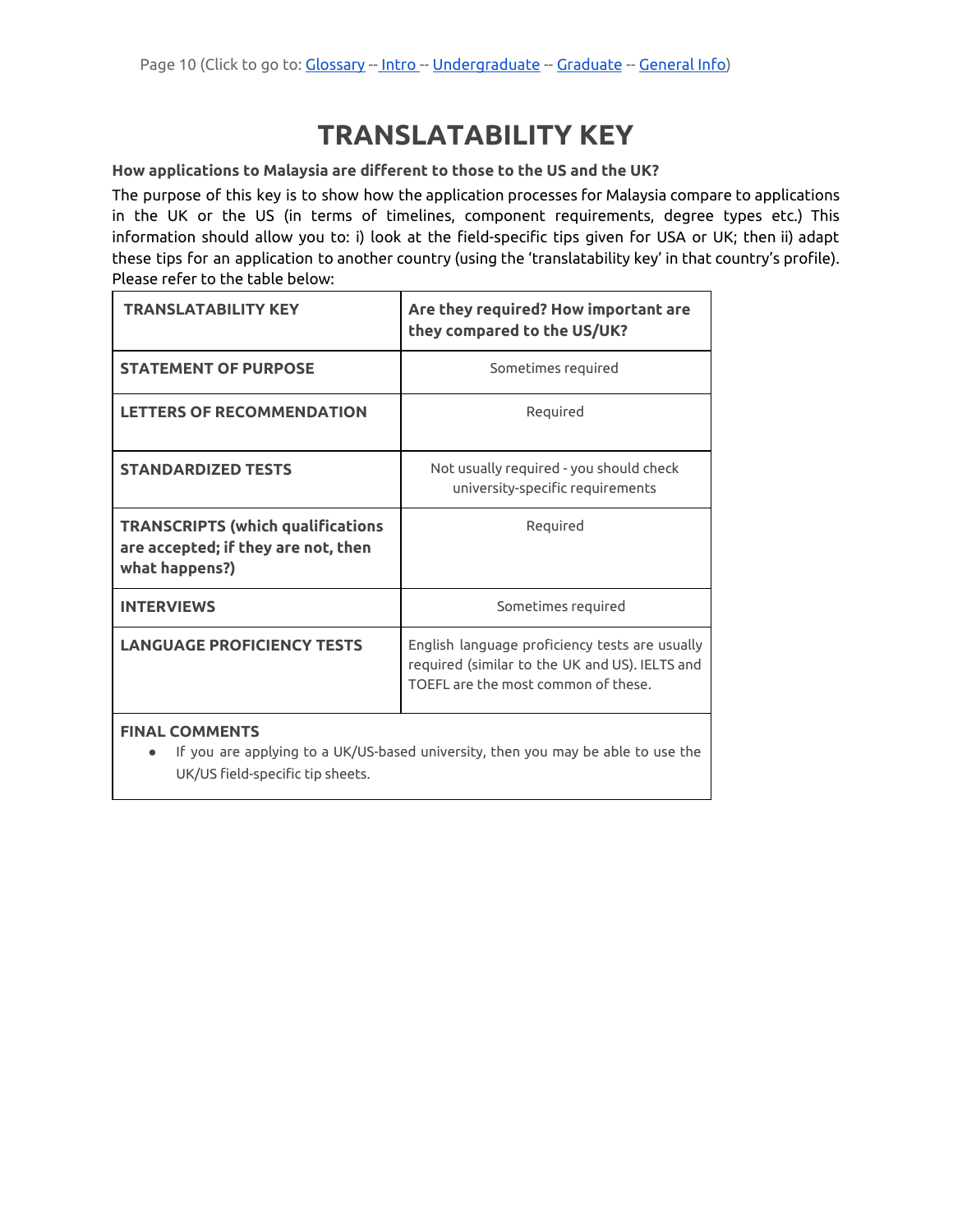# TRANSLATABILITY KEY

**How applications to Malaysia are different to those to the US and the UK?**

The purpose of this key is to show how the application processes for Malaysia compare to applications in the UK or the US (in terms of timelines, component requirements, degree types etc.) This information should allow you to: i) look at the field-specific tips given for USA or UK; then ii) adapt these tips for an application to another country (using the 'translatability key' in that country's profile). Please refer to the table below:

| TRANSLATABILITY KEY | Are they required? How important are they compared to the US/UK? |
| --- | --- |
| STATEMENT OF PURPOSE | Sometimes required |
| LETTERS OF RECOMMENDATION | Required |
| STANDARDIZED TESTS | Not usually required - you should check university-specific requirements |
| TRANSCRIPTS (which qualifications are accepted; if they are not, then what happens?) | Required |
| INTERVIEWS | Sometimes required |
| LANGUAGE PROFICIENCY TESTS | English language proficiency tests are usually required (similar to the UK and US). IELTS and TOEFL are the most common of these. |

**FINAL COMMENTS**

- If you are applying to a UK/US-based university, then you may be able to use the UK/US field-specific tip sheets.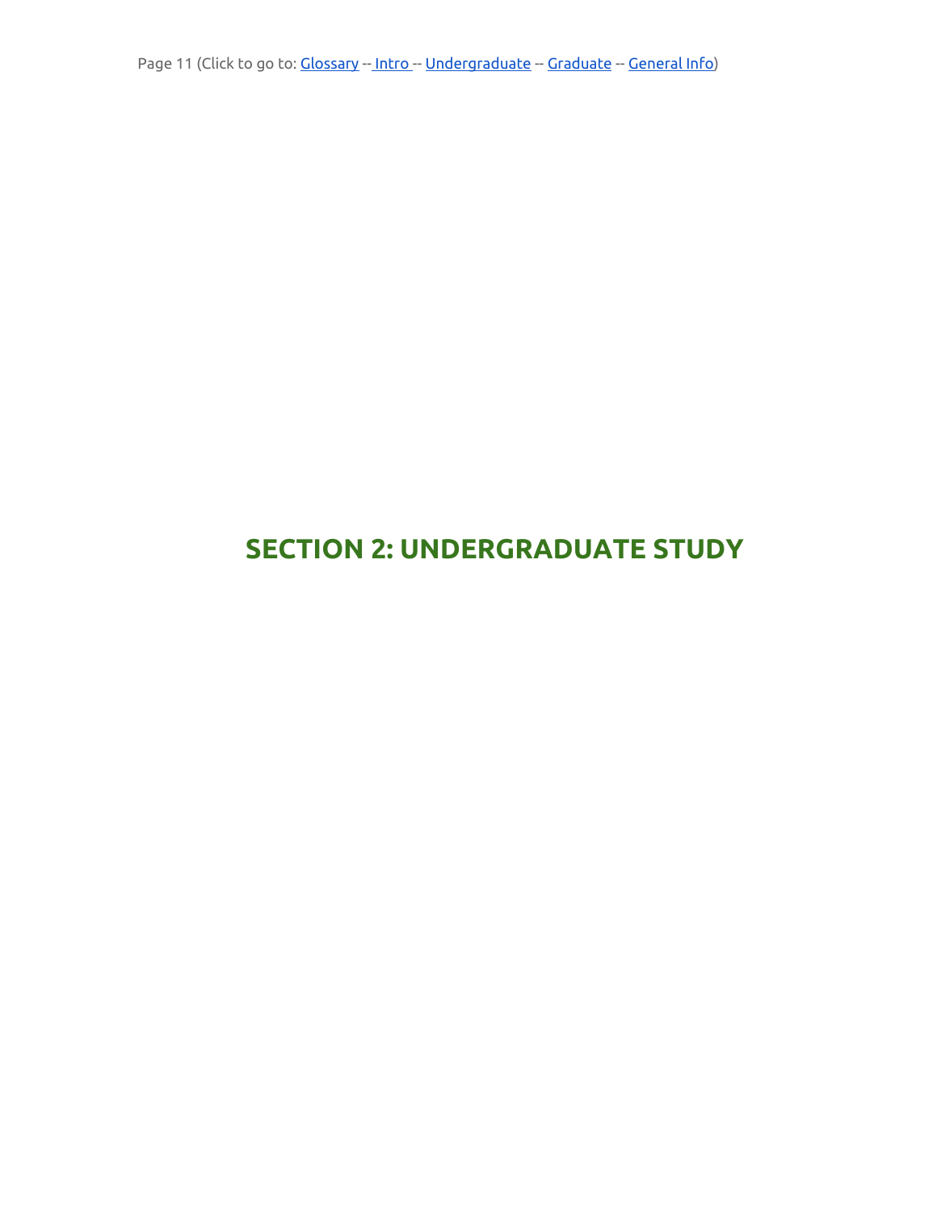# SECTION 2: UNDERGRADUATE STUDY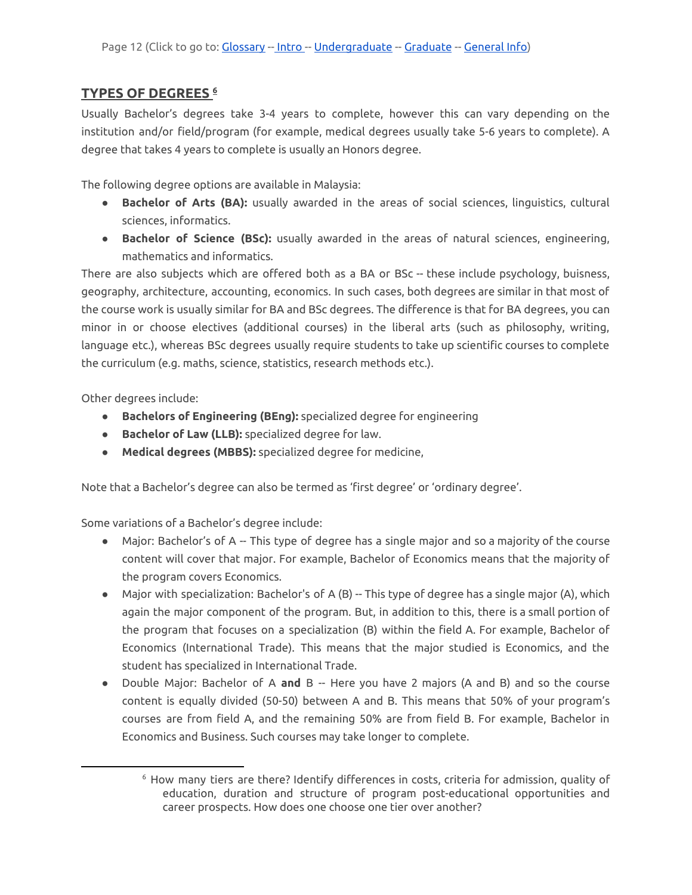## TYPES OF DEGREES [6]

Usually Bachelor's degrees take 3-4 years to complete, however this can vary depending on the institution and/or field/program (for example, medical degrees usually take 5-6 years to complete). A degree that takes 4 years to complete is usually an Honors degree.

The following degree options are available in Malaysia:

- **Bachelor of Arts (BA):** usually awarded in the areas of social sciences, linguistics, cultural sciences, informatics.
- **Bachelor of Science (BSc):** usually awarded in the areas of natural sciences, engineering, mathematics and informatics.

There are also subjects which are offered both as a BA or BSc -- these include psychology, buisness, geography, architecture, accounting, economics. In such cases, both degrees are similar in that most of the course work is usually similar for BA and BSc degrees. The difference is that for BA degrees, you can minor in or choose electives (additional courses) in the liberal arts (such as philosophy, writing, language etc.), whereas BSc degrees usually require students to take up scientific courses to complete the curriculum (e.g. maths, science, statistics, research methods etc.).

Other degrees include:

- **Bachelors of Engineering (BEng):** specialized degree for engineering
- **Bachelor of Law (LLB):** specialized degree for law.
- **Medical degrees (MBBS):** specialized degree for medicine,

Note that a Bachelor's degree can also be termed as 'first degree' or 'ordinary degree'.

Some variations of a Bachelor's degree include:

- Major: Bachelor's of A -- This type of degree has a single major and so a majority of the course content will cover that major. For example, Bachelor of Economics means that the majority of the program covers Economics.
- Major with specialization: Bachelor's of A (B) -- This type of degree has a single major (A), which again the major component of the program. But, in addition to this, there is a small portion of the program that focuses on a specialization (B) within the field A. For example, Bachelor of Economics (International Trade). This means that the major studied is Economics, and the student has specialized in International Trade.
- Double Major: Bachelor of A **and** B -- Here you have 2 majors (A and B) and so the course content is equally divided (50-50) between A and B. This means that 50% of your program's courses are from field A, and the remaining 50% are from field B. For example, Bachelor in Economics and Business. Such courses may take longer to complete.

---

[6] How many tiers are there? Identify differences in costs, criteria for admission, quality of education, duration and structure of program post-educational opportunities and career prospects. How does one choose one tier over another?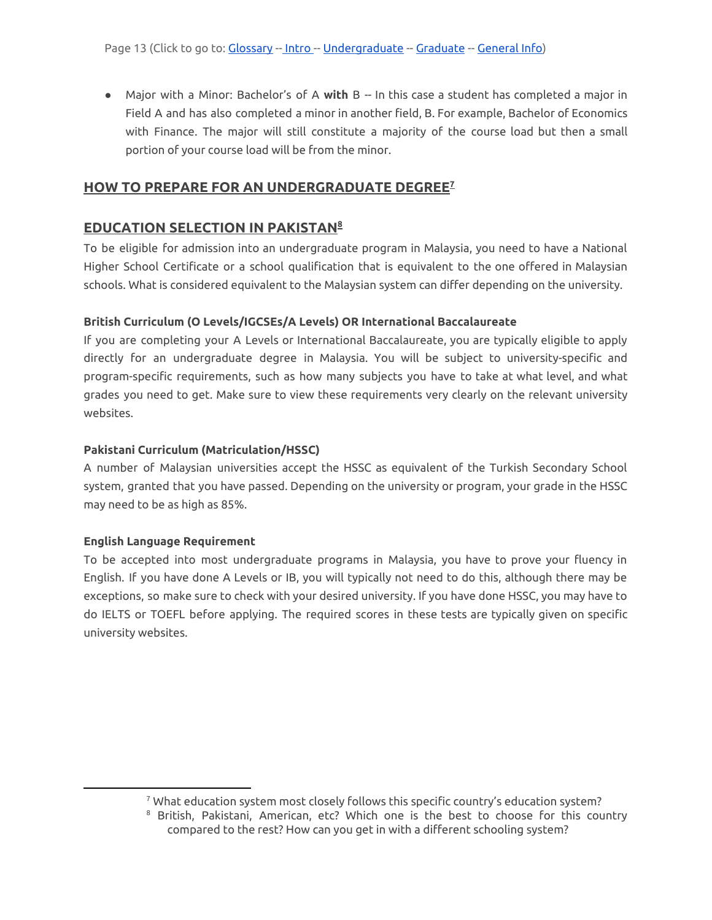- Major with a Minor: Bachelor's of A **with** B -- In this case a student has completed a major in Field A and has also completed a minor in another field, B. For example, Bachelor of Economics with Finance. The major will still constitute a majority of the course load but then a small portion of your course load will be from the minor.

## HOW TO PREPARE FOR AN UNDERGRADUATE DEGREE[7]

## EDUCATION SELECTION IN PAKISTAN[8]

To be eligible for admission into an undergraduate program in Malaysia, you need to have a National Higher School Certificate or a school qualification that is equivalent to the one offered in Malaysian schools. What is considered equivalent to the Malaysian system can differ depending on the university.

**British Curriculum (O Levels/IGCSEs/A Levels) OR International Baccalaureate**

If you are completing your A Levels or International Baccalaureate, you are typically eligible to apply directly for an undergraduate degree in Malaysia. You will be subject to university-specific and program-specific requirements, such as how many subjects you have to take at what level, and what grades you need to get. Make sure to view these requirements very clearly on the relevant university websites.

**Pakistani Curriculum (Matriculation/HSSC)**

A number of Malaysian universities accept the HSSC as equivalent of the Turkish Secondary School system, granted that you have passed. Depending on the university or program, your grade in the HSSC may need to be as high as 85%.

**English Language Requirement**

To be accepted into most undergraduate programs in Malaysia, you have to prove your fluency in English. If you have done A Levels or IB, you will typically not need to do this, although there may be exceptions, so make sure to check with your desired university. If you have done HSSC, you may have to do IELTS or TOEFL before applying. The required scores in these tests are typically given on specific university websites.

---

[7] What education system most closely follows this specific country's education system?

[8] British, Pakistani, American, etc? Which one is the best to choose for this country compared to the rest? How can you get in with a different schooling system?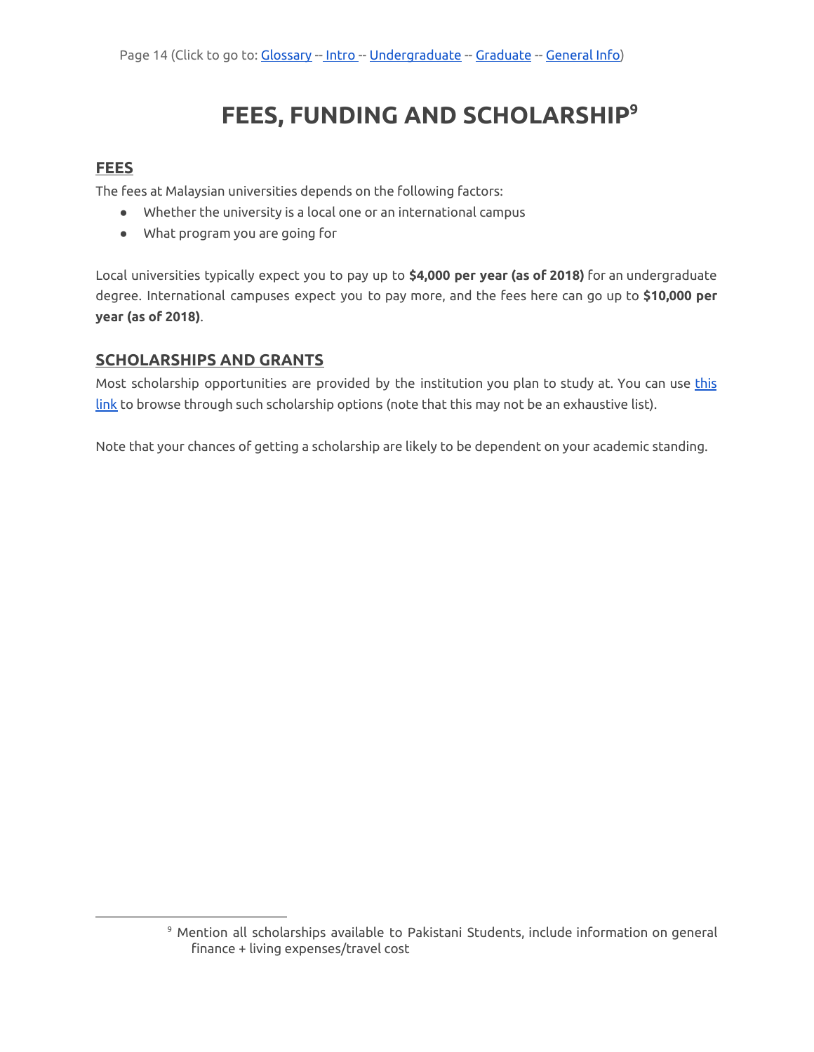# FEES, FUNDING AND SCHOLARSHIP[9]

## FEES

The fees at Malaysian universities depends on the following factors:

- Whether the university is a local one or an international campus
- What program you are going for

Local universities typically expect you to pay up to **$4,000 per year (as of 2018)** for an undergraduate degree. International campuses expect you to pay more, and the fees here can go up to **$10,000 per year (as of 2018)**.

## SCHOLARSHIPS AND GRANTS

Most scholarship opportunities are provided by the institution you plan to study at. You can use this link to browse through such scholarship options (note that this may not be an exhaustive list).

Note that your chances of getting a scholarship are likely to be dependent on your academic standing.

---

[9] Mention all scholarships available to Pakistani Students, include information on general finance + living expenses/travel cost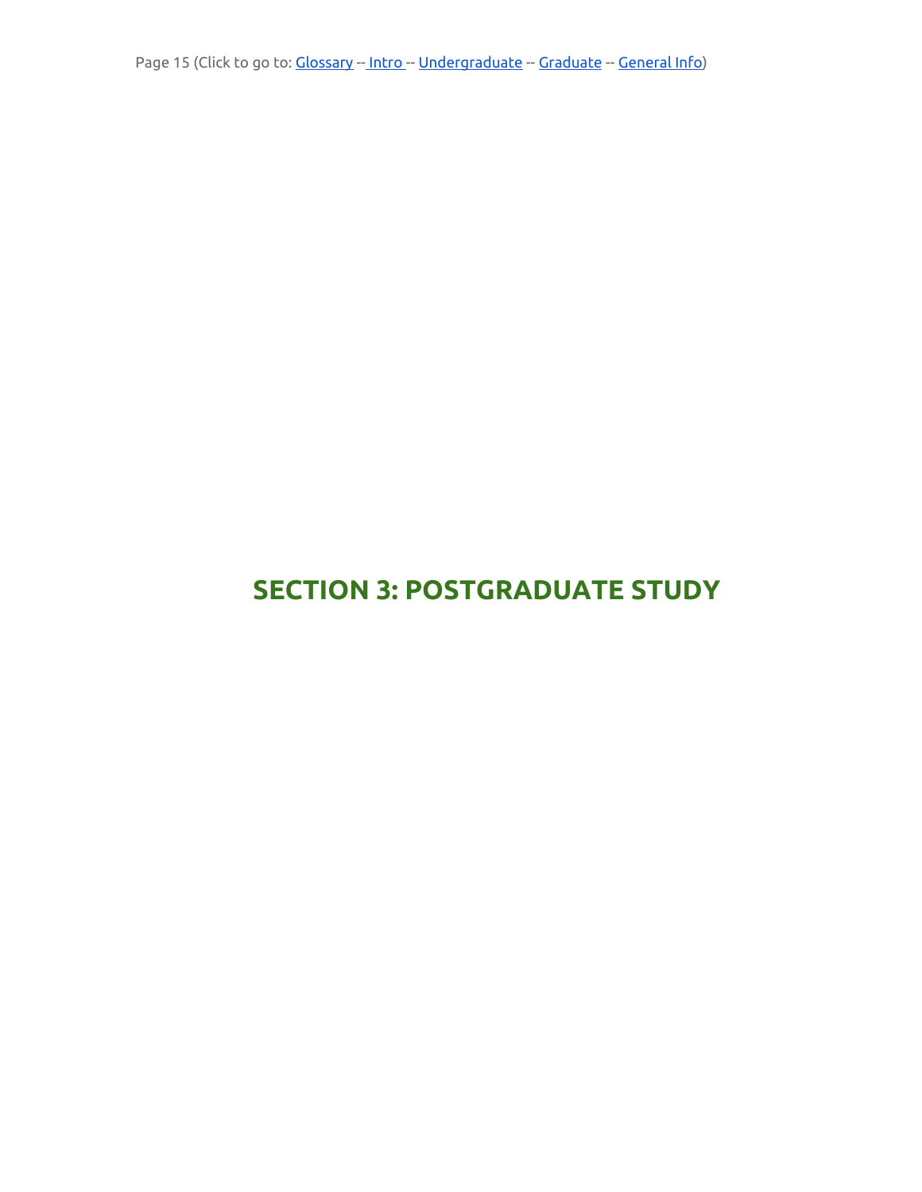# SECTION 3: POSTGRADUATE STUDY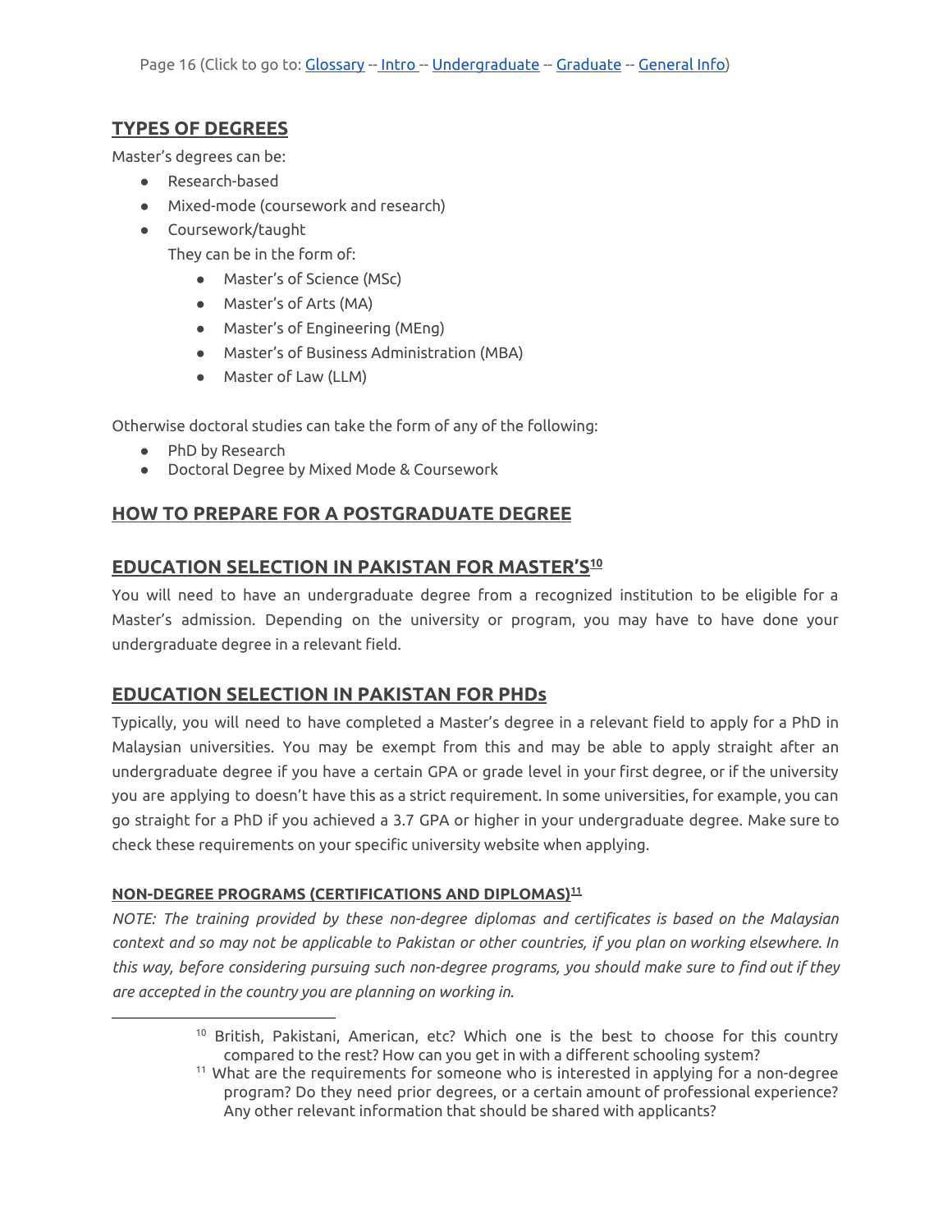## TYPES OF DEGREES

Master's degrees can be:

- Research-based
- Mixed-mode (coursework and research)
- Coursework/taught

  They can be in the form of:

  - Master's of Science (MSc)
  - Master's of Arts (MA)
  - Master's of Engineering (MEng)
  - Master's of Business Administration (MBA)
  - Master of Law (LLM)

Otherwise doctoral studies can take the form of any of the following:

- PhD by Research
- Doctoral Degree by Mixed Mode & Coursework

## HOW TO PREPARE FOR A POSTGRADUATE DEGREE

## EDUCATION SELECTION IN PAKISTAN FOR MASTER'S[10]

You will need to have an undergraduate degree from a recognized institution to be eligible for a Master's admission. Depending on the university or program, you may have to have done your undergraduate degree in a relevant field.

## EDUCATION SELECTION IN PAKISTAN FOR PHDs

Typically, you will need to have completed a Master's degree in a relevant field to apply for a PhD in Malaysian universities. You may be exempt from this and may be able to apply straight after an undergraduate degree if you have a certain GPA or grade level in your first degree, or if the university you are applying to doesn't have this as a strict requirement. In some universities, for example, you can go straight for a PhD if you achieved a 3.7 GPA or higher in your undergraduate degree. Make sure to check these requirements on your specific university website when applying.

### NON-DEGREE PROGRAMS (CERTIFICATIONS AND DIPLOMAS)[11]

*NOTE: The training provided by these non-degree diplomas and certificates is based on the Malaysian context and so may not be applicable to Pakistan or other countries, if you plan on working elsewhere. In this way, before considering pursuing such non-degree programs, you should make sure to find out if they are accepted in the country you are planning on working in.*

---

[10] British, Pakistani, American, etc? Which one is the best to choose for this country compared to the rest? How can you get in with a different schooling system?

[11] What are the requirements for someone who is interested in applying for a non-degree program? Do they need prior degrees, or a certain amount of professional experience? Any other relevant information that should be shared with applicants?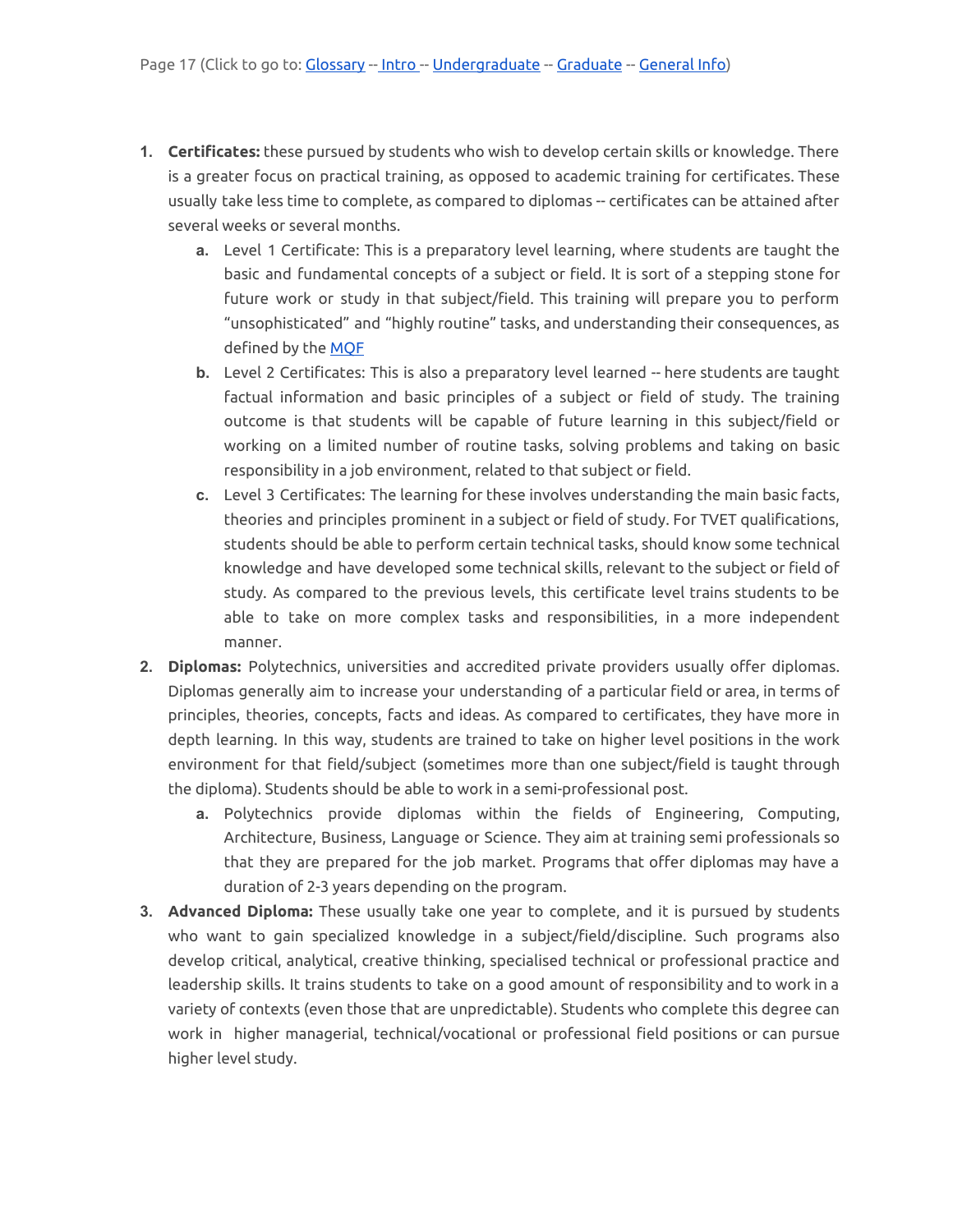1. **Certificates:** these pursued by students who wish to develop certain skills or knowledge. There is a greater focus on practical training, as opposed to academic training for certificates. These usually take less time to complete, as compared to diplomas -- certificates can be attained after several weeks or several months.
    a. Level 1 Certificate: This is a preparatory level learning, where students are taught the basic and fundamental concepts of a subject or field. It is sort of a stepping stone for future work or study in that subject/field. This training will prepare you to perform "unsophisticated" and "highly routine" tasks, and understanding their consequences, as defined by the MQF
    b. Level 2 Certificates: This is also a preparatory level learned -- here students are taught factual information and basic principles of a subject or field of study. The training outcome is that students will be capable of future learning in this subject/field or working on a limited number of routine tasks, solving problems and taking on basic responsibility in a job environment, related to that subject or field.
    c. Level 3 Certificates: The learning for these involves understanding the main basic facts, theories and principles prominent in a subject or field of study. For TVET qualifications, students should be able to perform certain technical tasks, should know some technical knowledge and have developed some technical skills, relevant to the subject or field of study. As compared to the previous levels, this certificate level trains students to be able to take on more complex tasks and responsibilities, in a more independent manner.
2. **Diplomas:** Polytechnics, universities and accredited private providers usually offer diplomas. Diplomas generally aim to increase your understanding of a particular field or area, in terms of principles, theories, concepts, facts and ideas. As compared to certificates, they have more in depth learning. In this way, students are trained to take on higher level positions in the work environment for that field/subject (sometimes more than one subject/field is taught through the diploma). Students should be able to work in a semi-professional post.
    a. Polytechnics provide diplomas within the fields of Engineering, Computing, Architecture, Business, Language or Science. They aim at training semi professionals so that they are prepared for the job market. Programs that offer diplomas may have a duration of 2-3 years depending on the program.
3. **Advanced Diploma:** These usually take one year to complete, and it is pursued by students who want to gain specialized knowledge in a subject/field/discipline. Such programs also develop critical, analytical, creative thinking, specialised technical or professional practice and leadership skills. It trains students to take on a good amount of responsibility and to work in a variety of contexts (even those that are unpredictable). Students who complete this degree can work in higher managerial, technical/vocational or professional field positions or can pursue higher level study.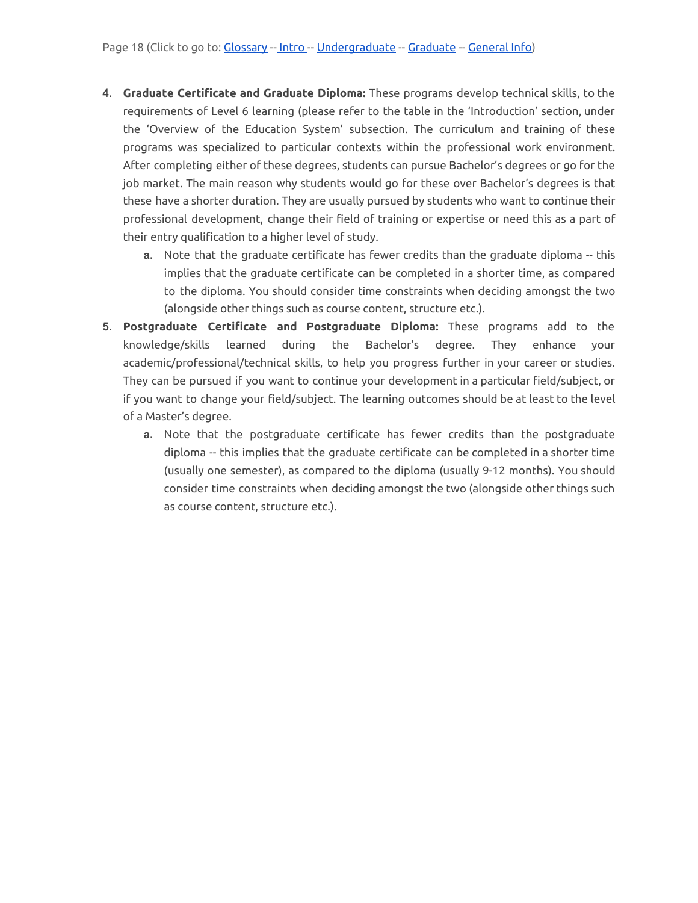4. **Graduate Certificate and Graduate Diploma:** These programs develop technical skills, to the requirements of Level 6 learning (please refer to the table in the 'Introduction' section, under the 'Overview of the Education System' subsection. The curriculum and training of these programs was specialized to particular contexts within the professional work environment. After completing either of these degrees, students can pursue Bachelor's degrees or go for the job market. The main reason why students would go for these over Bachelor's degrees is that these have a shorter duration. They are usually pursued by students who want to continue their professional development, change their field of training or expertise or need this as a part of their entry qualification to a higher level of study.
    a. Note that the graduate certificate has fewer credits than the graduate diploma -- this implies that the graduate certificate can be completed in a shorter time, as compared to the diploma. You should consider time constraints when deciding amongst the two (alongside other things such as course content, structure etc.).
5. **Postgraduate Certificate and Postgraduate Diploma:** These programs add to the knowledge/skills learned during the Bachelor's degree. They enhance your academic/professional/technical skills, to help you progress further in your career or studies. They can be pursued if you want to continue your development in a particular field/subject, or if you want to change your field/subject. The learning outcomes should be at least to the level of a Master's degree.
    a. Note that the postgraduate certificate has fewer credits than the postgraduate diploma -- this implies that the graduate certificate can be completed in a shorter time (usually one semester), as compared to the diploma (usually 9-12 months). You should consider time constraints when deciding amongst the two (alongside other things such as course content, structure etc.).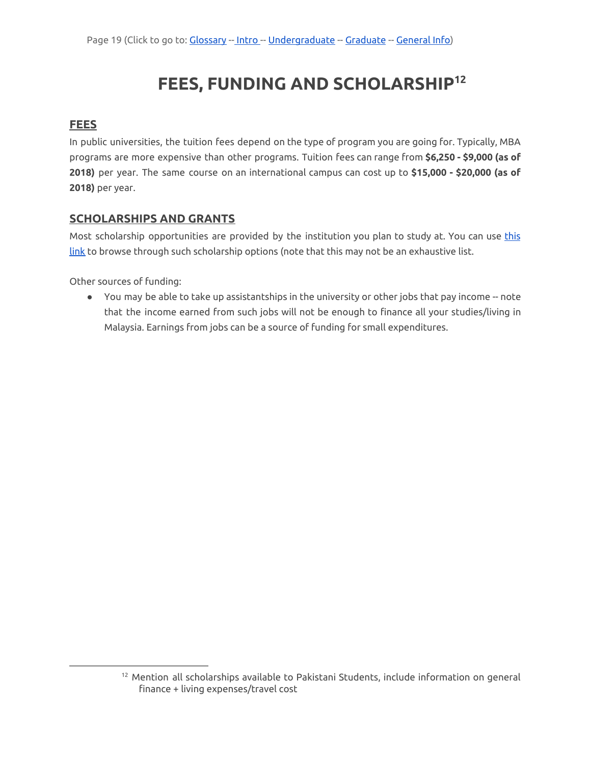# FEES, FUNDING AND SCHOLARSHIP[12]

## FEES

In public universities, the tuition fees depend on the type of program you are going for. Typically, MBA programs are more expensive than other programs. Tuition fees can range from **$6,250 - $9,000 (as of 2018)** per year. The same course on an international campus can cost up to **$15,000 - $20,000 (as of 2018)** per year.

## SCHOLARSHIPS AND GRANTS

Most scholarship opportunities are provided by the institution you plan to study at. You can use this link to browse through such scholarship options (note that this may not be an exhaustive list.

Other sources of funding:

- You may be able to take up assistantships in the university or other jobs that pay income -- note that the income earned from such jobs will not be enough to finance all your studies/living in Malaysia. Earnings from jobs can be a source of funding for small expenditures.

---

[12] Mention all scholarships available to Pakistani Students, include information on general finance + living expenses/travel cost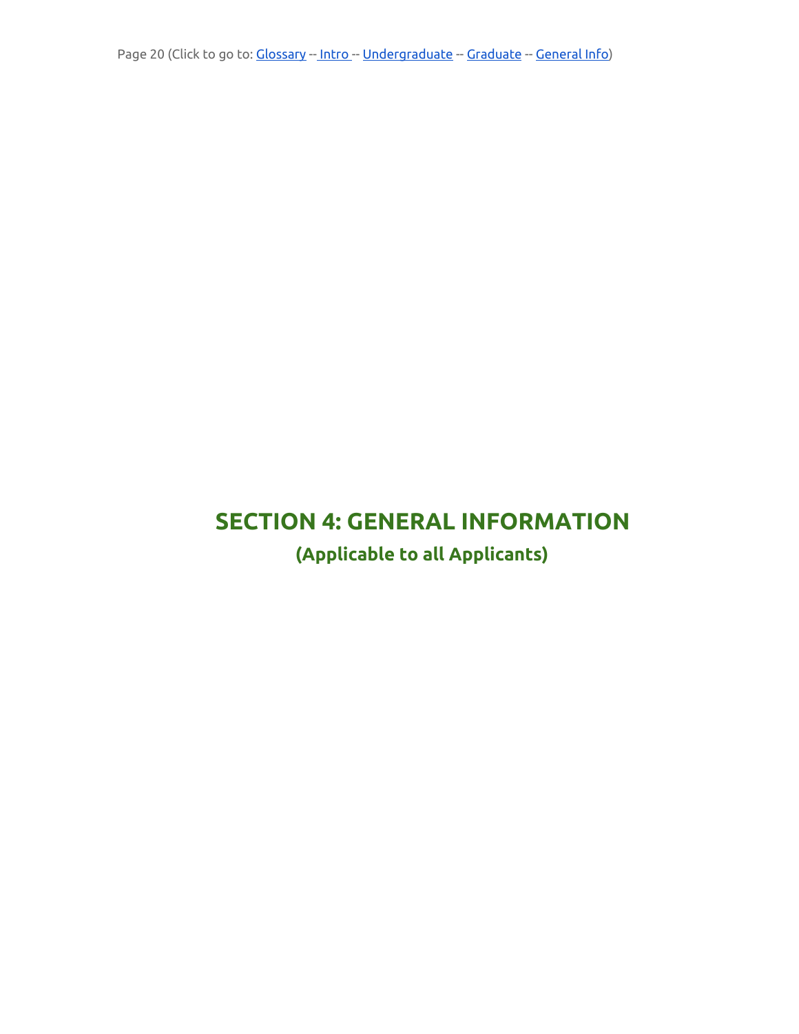# SECTION 4: GENERAL INFORMATION

## (Applicable to all Applicants)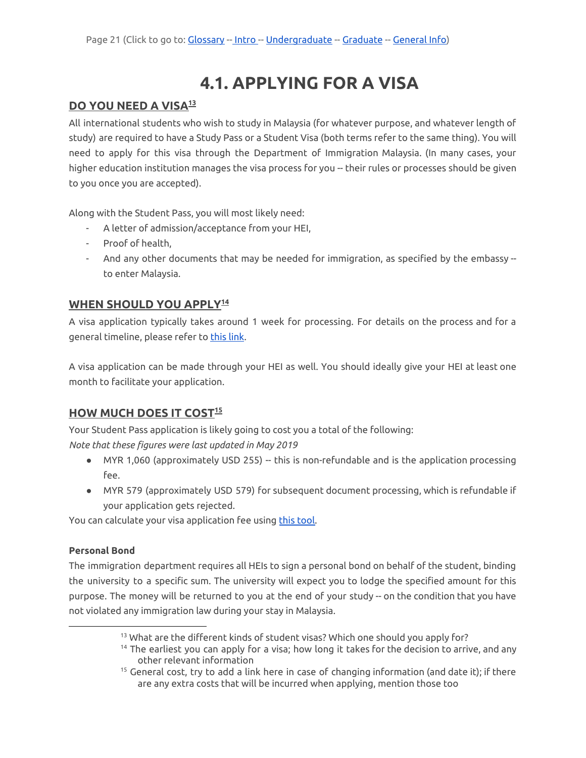# 4.1. APPLYING FOR A VISA

## DO YOU NEED A VISA[13]

All international students who wish to study in Malaysia (for whatever purpose, and whatever length of study) are required to have a Study Pass or a Student Visa (both terms refer to the same thing). You will need to apply for this visa through the Department of Immigration Malaysia. (In many cases, your higher education institution manages the visa process for you -- their rules or processes should be given to you once you are accepted).

Along with the Student Pass, you will most likely need:

- A letter of admission/acceptance from your HEI,
- Proof of health,
- And any other documents that may be needed for immigration, as specified by the embassy -- to enter Malaysia.

## WHEN SHOULD YOU APPLY[14]

A visa application typically takes around 1 week for processing. For details on the process and for a general timeline, please refer to this link.

A visa application can be made through your HEI as well. You should ideally give your HEI at least one month to facilitate your application.

## HOW MUCH DOES IT COST[15]

Your Student Pass application is likely going to cost you a total of the following:
*Note that these figures were last updated in May 2019*

- MYR 1,060 (approximately USD 255) -- this is non-refundable and is the application processing fee.
- MYR 579 (approximately USD 579) for subsequent document processing, which is refundable if your application gets rejected.

You can calculate your visa application fee using this tool.

**Personal Bond**

The immigration department requires all HEIs to sign a personal bond on behalf of the student, binding the university to a specific sum. The university will expect you to lodge the specified amount for this purpose. The money will be returned to you at the end of your study -- on the condition that you have not violated any immigration law during your stay in Malaysia.

---

[13] What are the different kinds of student visas? Which one should you apply for?

[14] The earliest you can apply for a visa; how long it takes for the decision to arrive, and any other relevant information

[15] General cost, try to add a link here in case of changing information (and date it); if there are any extra costs that will be incurred when applying, mention those too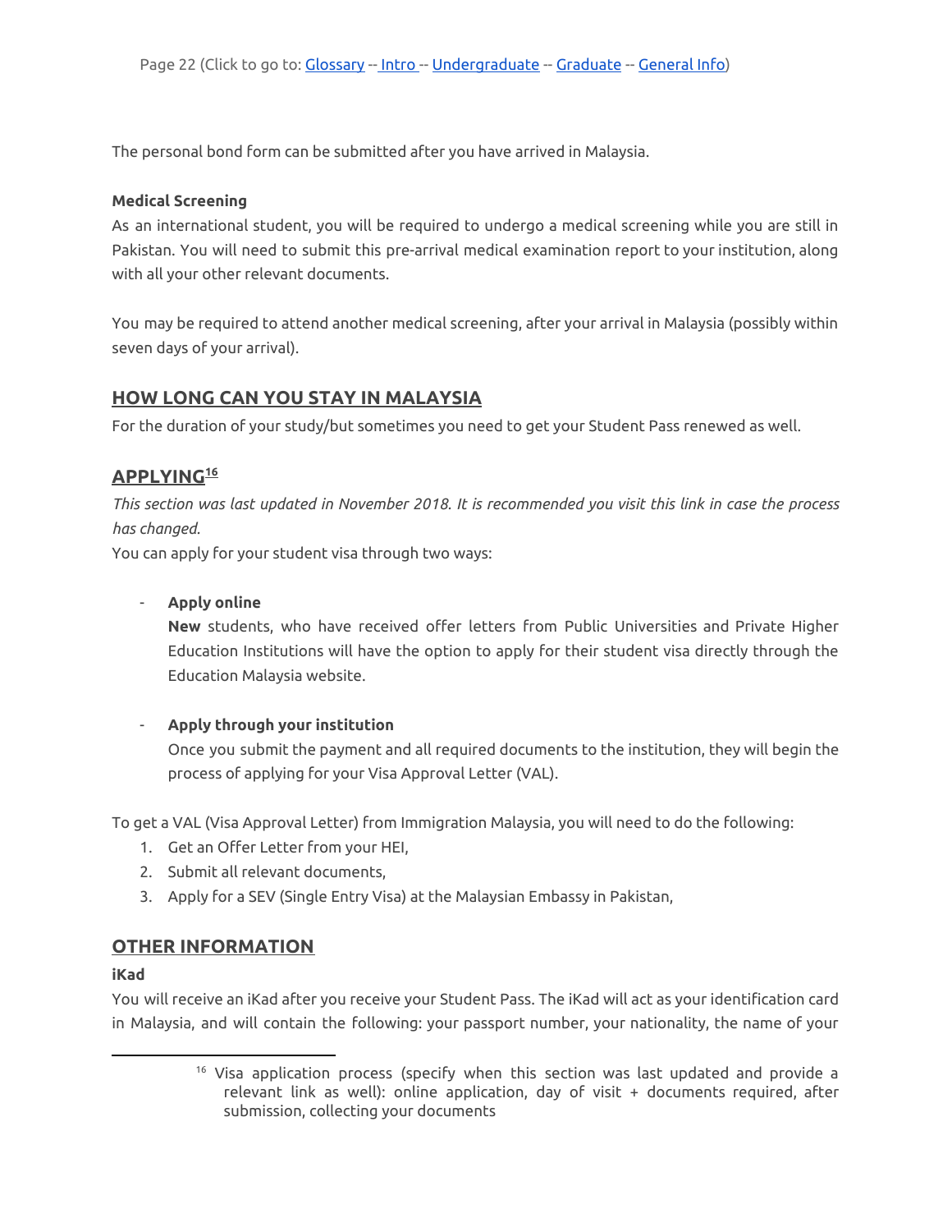The personal bond form can be submitted after you have arrived in Malaysia.

**Medical Screening**

As an international student, you will be required to undergo a medical screening while you are still in Pakistan. You will need to submit this pre-arrival medical examination report to your institution, along with all your other relevant documents.

You may be required to attend another medical screening, after your arrival in Malaysia (possibly within seven days of your arrival).

## HOW LONG CAN YOU STAY IN MALAYSIA

For the duration of your study/but sometimes you need to get your Student Pass renewed as well.

## APPLYING[16]

*This section was last updated in November 2018. It is recommended you visit this link in case the process has changed.*

You can apply for your student visa through two ways:

- **Apply online**
  **New** students, who have received offer letters from Public Universities and Private Higher Education Institutions will have the option to apply for their student visa directly through the Education Malaysia website.

- **Apply through your institution**
  Once you submit the payment and all required documents to the institution, they will begin the process of applying for your Visa Approval Letter (VAL).

To get a VAL (Visa Approval Letter) from Immigration Malaysia, you will need to do the following:

1. Get an Offer Letter from your HEI,
2. Submit all relevant documents,
3. Apply for a SEV (Single Entry Visa) at the Malaysian Embassy in Pakistan,

## OTHER INFORMATION

**iKad**

You will receive an iKad after you receive your Student Pass. The iKad will act as your identification card in Malaysia, and will contain the following: your passport number, your nationality, the name of your

[16] Visa application process (specify when this section was last updated and provide a relevant link as well): online application, day of visit + documents required, after submission, collecting your documents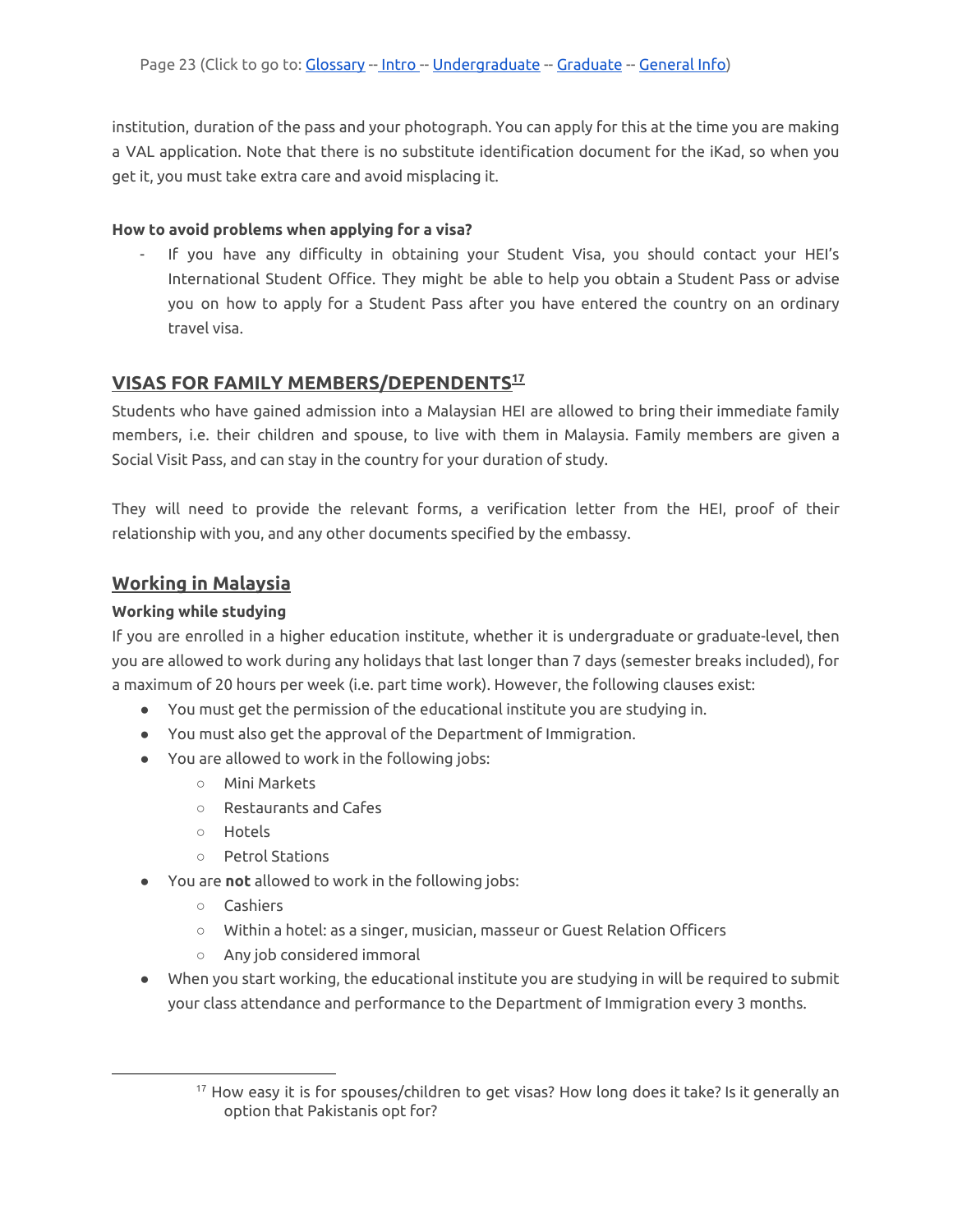institution, duration of the pass and your photograph. You can apply for this at the time you are making a VAL application. Note that there is no substitute identification document for the iKad, so when you get it, you must take extra care and avoid misplacing it.

**How to avoid problems when applying for a visa?**

- If you have any difficulty in obtaining your Student Visa, you should contact your HEI's International Student Office. They might be able to help you obtain a Student Pass or advise you on how to apply for a Student Pass after you have entered the country on an ordinary travel visa.

## VISAS FOR FAMILY MEMBERS/DEPENDENTS[17]

Students who have gained admission into a Malaysian HEI are allowed to bring their immediate family members, i.e. their children and spouse, to live with them in Malaysia. Family members are given a Social Visit Pass, and can stay in the country for your duration of study.

They will need to provide the relevant forms, a verification letter from the HEI, proof of their relationship with you, and any other documents specified by the embassy.

## Working in Malaysia

**Working while studying**

If you are enrolled in a higher education institute, whether it is undergraduate or graduate-level, then you are allowed to work during any holidays that last longer than 7 days (semester breaks included), for a maximum of 20 hours per week (i.e. part time work). However, the following clauses exist:

- You must get the permission of the educational institute you are studying in.
- You must also get the approval of the Department of Immigration.
- You are allowed to work in the following jobs:
  - Mini Markets
  - Restaurants and Cafes
  - Hotels
  - Petrol Stations
- You are **not** allowed to work in the following jobs:
  - Cashiers
  - Within a hotel: as a singer, musician, masseur or Guest Relation Officers
  - Any job considered immoral
- When you start working, the educational institute you are studying in will be required to submit your class attendance and performance to the Department of Immigration every 3 months.

---

[17] How easy it is for spouses/children to get visas? How long does it take? Is it generally an option that Pakistanis opt for?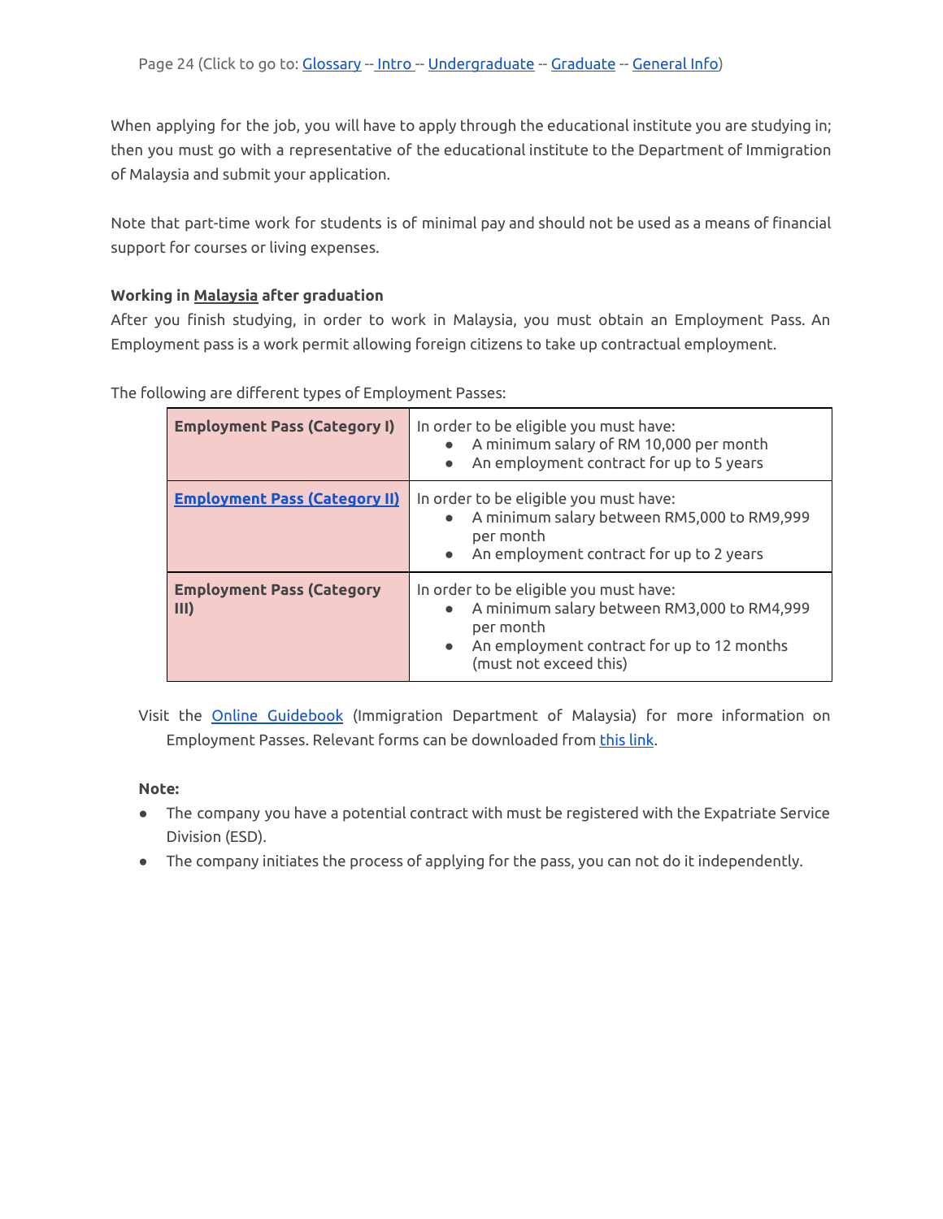When applying for the job, you will have to apply through the educational institute you are studying in; then you must go with a representative of the educational institute to the Department of Immigration of Malaysia and submit your application.

Note that part-time work for students is of minimal pay and should not be used as a means of financial support for courses or living expenses.

**Working in Malaysia after graduation**

After you finish studying, in order to work in Malaysia, you must obtain an Employment Pass. An Employment pass is a work permit allowing foreign citizens to take up contractual employment.

The following are different types of Employment Passes:

| **Employment Pass (Category I)** | In order to be eligible you must have:<br>• A minimum salary of RM 10,000 per month<br>• An employment contract for up to 5 years |
|---|---|
| **Employment Pass (Category II)** | In order to be eligible you must have:<br>• A minimum salary between RM5,000 to RM9,999 per month<br>• An employment contract for up to 2 years |
| **Employment Pass (Category III)** | In order to be eligible you must have:<br>• A minimum salary between RM3,000 to RM4,999 per month<br>• An employment contract for up to 12 months (must not exceed this) |

Visit the Online Guidebook (Immigration Department of Malaysia) for more information on Employment Passes. Relevant forms can be downloaded from this link.

**Note:**

- The company you have a potential contract with must be registered with the Expatriate Service Division (ESD).
- The company initiates the process of applying for the pass, you can not do it independently.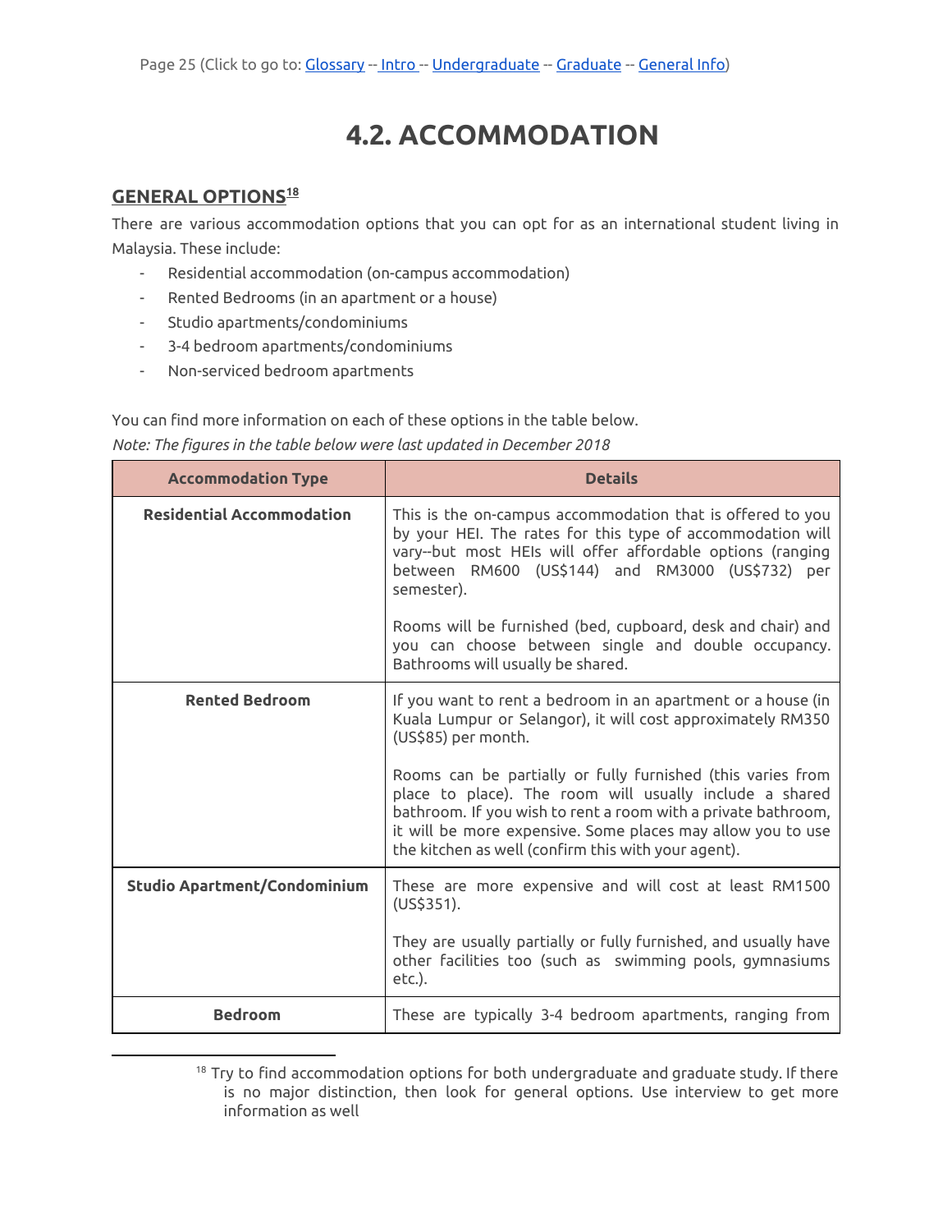# 4.2. ACCOMMODATION

## GENERAL OPTIONS[18]

There are various accommodation options that you can opt for as an international student living in Malaysia. These include:

- Residential accommodation (on-campus accommodation)
- Rented Bedrooms (in an apartment or a house)
- Studio apartments/condominiums
- 3-4 bedroom apartments/condominiums
- Non-serviced bedroom apartments

You can find more information on each of these options in the table below.

*Note: The figures in the table below were last updated in December 2018*

| Accommodation Type | Details |
|---|---|
| **Residential Accommodation** | This is the on-campus accommodation that is offered to you by your HEI. The rates for this type of accommodation will vary--but most HEIs will offer affordable options (ranging between RM600 (US$144) and RM3000 (US$732) per semester).<br><br>Rooms will be furnished (bed, cupboard, desk and chair) and you can choose between single and double occupancy. Bathrooms will usually be shared. |
| **Rented Bedroom** | If you want to rent a bedroom in an apartment or a house (in Kuala Lumpur or Selangor), it will cost approximately RM350 (US$85) per month.<br><br>Rooms can be partially or fully furnished (this varies from place to place). The room will usually include a shared bathroom. If you wish to rent a room with a private bathroom, it will be more expensive. Some places may allow you to use the kitchen as well (confirm this with your agent). |
| **Studio Apartment/Condominium** | These are more expensive and will cost at least RM1500 (US$351).<br><br>They are usually partially or fully furnished, and usually have other facilities too (such as swimming pools, gymnasiums etc.). |
| **Bedroom** | These are typically 3-4 bedroom apartments, ranging from |

[18] Try to find accommodation options for both undergraduate and graduate study. If there is no major distinction, then look for general options. Use interview to get more information as well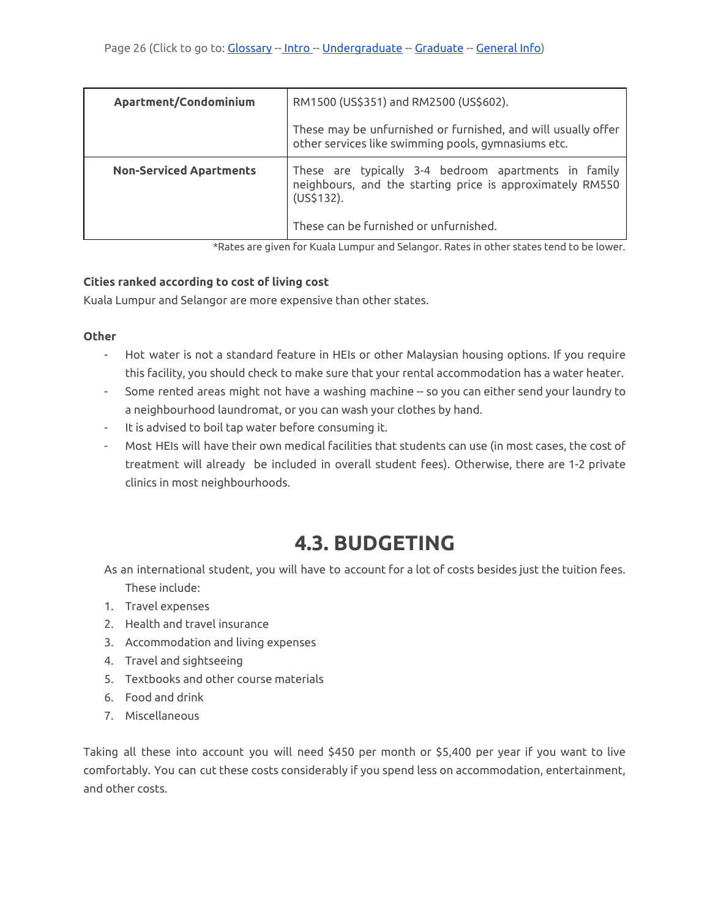| Apartment/Condominium | RM1500 (US$351) and RM2500 (US$602).<br><br>These may be unfurnished or furnished, and will usually offer other services like swimming pools, gymnasiums etc. |
|---|---|
| **Non-Serviced Apartments** | These are typically 3-4 bedroom apartments in family neighbours, and the starting price is approximately RM550 (US$132).<br><br>These can be furnished or unfurnished. |

*Rates are given for Kuala Lumpur and Selangor. Rates in other states tend to be lower.

**Cities ranked according to cost of living cost**

Kuala Lumpur and Selangor are more expensive than other states.

**Other**

- Hot water is not a standard feature in HEIs or other Malaysian housing options. If you require this facility, you should check to make sure that your rental accommodation has a water heater.
- Some rented areas might not have a washing machine -- so you can either send your laundry to a neighbourhood laundromat, or you can wash your clothes by hand.
- It is advised to boil tap water before consuming it.
- Most HEIs will have their own medical facilities that students can use (in most cases, the cost of treatment will already be included in overall student fees). Otherwise, there are 1-2 private clinics in most neighbourhoods.

# 4.3. BUDGETING

As an international student, you will have to account for a lot of costs besides just the tuition fees. These include:

1. Travel expenses
2. Health and travel insurance
3. Accommodation and living expenses
4. Travel and sightseeing
5. Textbooks and other course materials
6. Food and drink
7. Miscellaneous

Taking all these into account you will need $450 per month or $5,400 per year if you want to live comfortably. You can cut these costs considerably if you spend less on accommodation, entertainment, and other costs.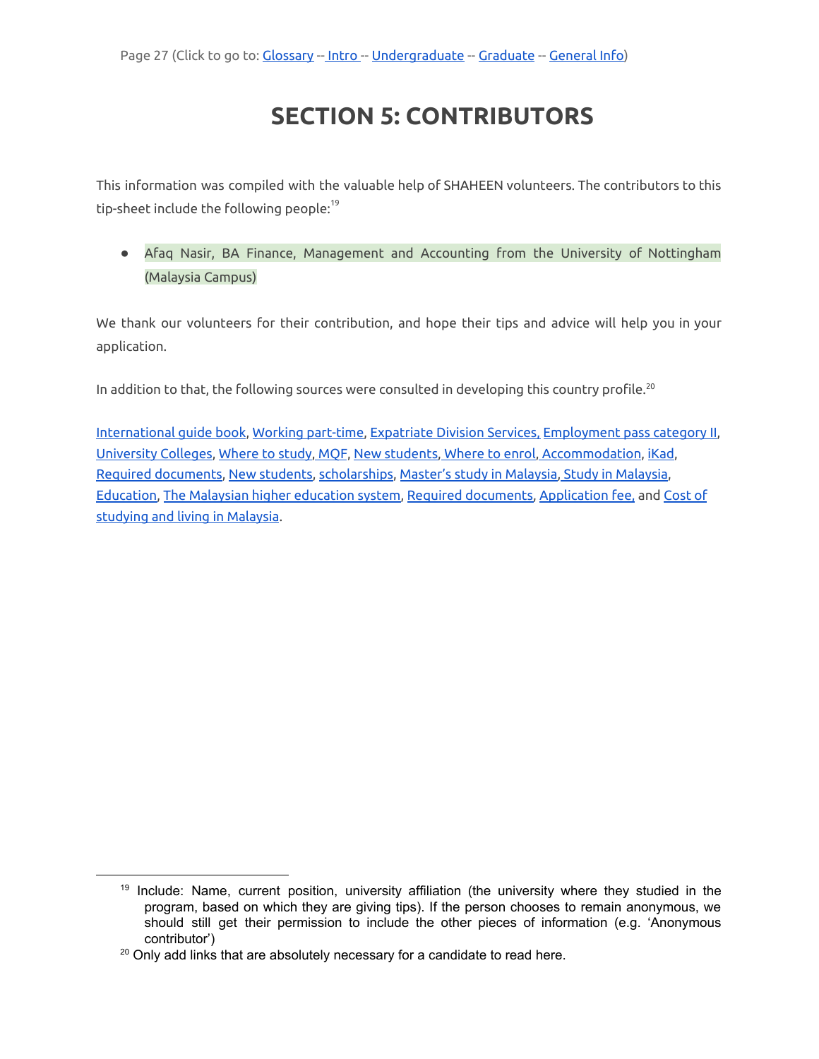# SECTION 5: CONTRIBUTORS

This information was compiled with the valuable help of SHAHEEN volunteers. The contributors to this tip-sheet include the following people:[19]

- Afaq Nasir, BA Finance, Management and Accounting from the University of Nottingham (Malaysia Campus)

We thank our volunteers for their contribution, and hope their tips and advice will help you in your application.

In addition to that, the following sources were consulted in developing this country profile.[20]

International guide book, Working part-time, Expatriate Division Services, Employment pass category II, University Colleges, Where to study, MQF, New students, Where to enrol, Accommodation, iKad, Required documents, New students, scholarships, Master's study in Malaysia, Study in Malaysia, Education, The Malaysian higher education system, Required documents, Application fee, and Cost of studying and living in Malaysia.

---

[19] Include: Name, current position, university affiliation (the university where they studied in the program, based on which they are giving tips). If the person chooses to remain anonymous, we should still get their permission to include the other pieces of information (e.g. 'Anonymous contributor')

[20] Only add links that are absolutely necessary for a candidate to read here.